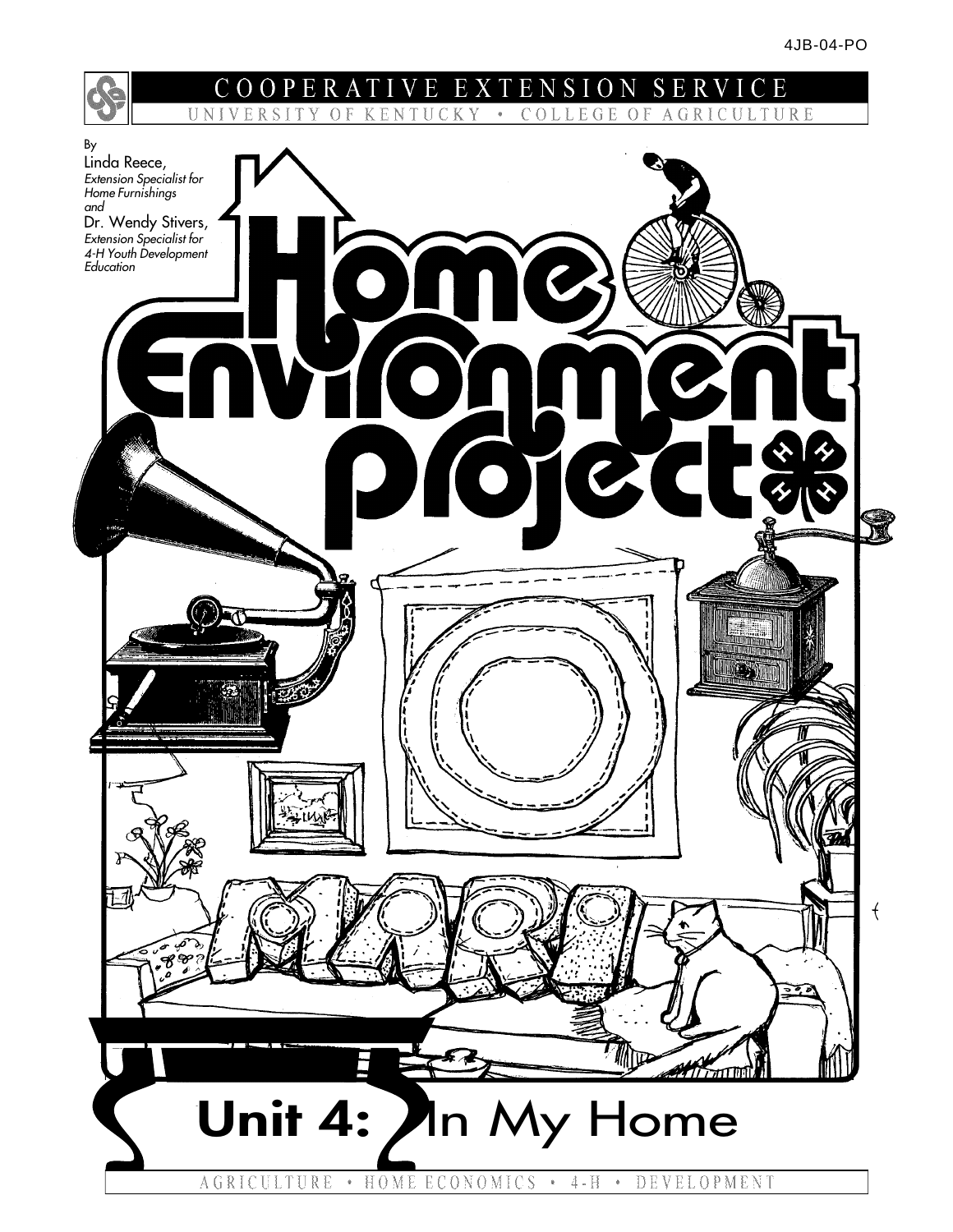4JB-04-PO

COOPERATIVE EXTENSION SERVICE

UNIVERSITY OF KENTUCKY • COLLEGE OF AGRICULTURE

By

Linda Reece,
*Extension Specialist for Home Furnishings*
*and*
Dr. Wendy Stivers,
*Extension Specialist for 4-H Youth Development Education*

# Home Environment Project

## Unit 4: In My Home

AGRICULTURE • HOME ECONOMICS • 4-H • DEVELOPMENT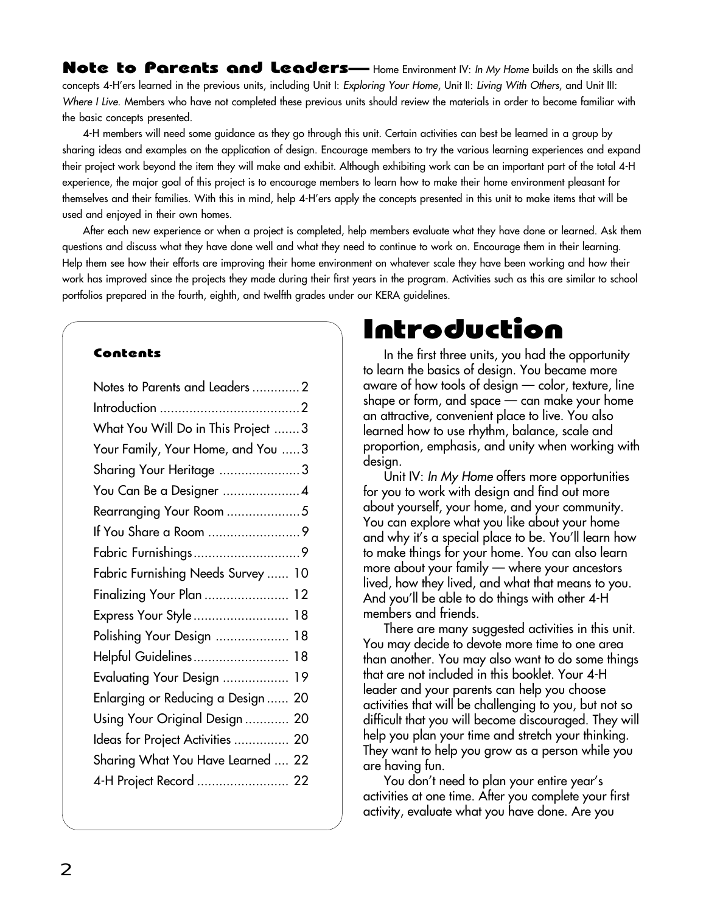**Note to Parents and Leaders—** Home Environment IV: *In My Home* builds on the skills and concepts 4-H'ers learned in the previous units, including Unit I: *Exploring Your Home*, Unit II: *Living With Others*, and Unit III: *Where I Live.* Members who have not completed these previous units should review the materials in order to become familiar with the basic concepts presented.

4-H members will need some guidance as they go through this unit. Certain activities can best be learned in a group by sharing ideas and examples on the application of design. Encourage members to try the various learning experiences and expand their project work beyond the item they will make and exhibit. Although exhibiting work can be an important part of the total 4-H experience, the major goal of this project is to encourage members to learn how to make their home environment pleasant for themselves and their families. With this in mind, help 4-H'ers apply the concepts presented in this unit to make items that will be used and enjoyed in their own homes.

After each new experience or when a project is completed, help members evaluate what they have done or learned. Ask them questions and discuss what they have done well and what they need to continue to work on. Encourage them in their learning. Help them see how their efforts are improving their home environment on whatever scale they have been working and how their work has improved since the projects they made during their first years in the program. Activities such as this are similar to school portfolios prepared in the fourth, eighth, and twelfth grades under our KERA guidelines.

### Contents

| | |
|---|---|
| Notes to Parents and Leaders | 2 |
| Introduction | 2 |
| What You Will Do in This Project | 3 |
| Your Family, Your Home, and You | 3 |
| Sharing Your Heritage | 3 |
| You Can Be a Designer | 4 |
| Rearranging Your Room | 5 |
| If You Share a Room | 9 |
| Fabric Furnishings | 9 |
| Fabric Furnishing Needs Survey | 10 |
| Finalizing Your Plan | 12 |
| Express Your Style | 18 |
| Polishing Your Design | 18 |
| Helpful Guidelines | 18 |
| Evaluating Your Design | 19 |
| Enlarging or Reducing a Design | 20 |
| Using Your Original Design | 20 |
| Ideas for Project Activities | 20 |
| Sharing What You Have Learned | 22 |
| 4-H Project Record | 22 |

# Introduction

In the first three units, you had the opportunity to learn the basics of design. You became more aware of how tools of design — color, texture, line shape or form, and space — can make your home an attractive, convenient place to live. You also learned how to use rhythm, balance, scale and proportion, emphasis, and unity when working with design.

Unit IV: *In My Home* offers more opportunities for you to work with design and find out more about yourself, your home, and your community. You can explore what you like about your home and why it's a special place to be. You'll learn how to make things for your home. You can also learn more about your family — where your ancestors lived, how they lived, and what that means to you. And you'll be able to do things with other 4-H members and friends.

There are many suggested activities in this unit. You may decide to devote more time to one area than another. You may also want to do some things that are not included in this booklet. Your 4-H leader and your parents can help you choose activities that will be challenging to you, but not so difficult that you will become discouraged. They will help you plan your time and stretch your thinking. They want to help you grow as a person while you are having fun.

You don't need to plan your entire year's activities at one time. After you complete your first activity, evaluate what you have done. Are you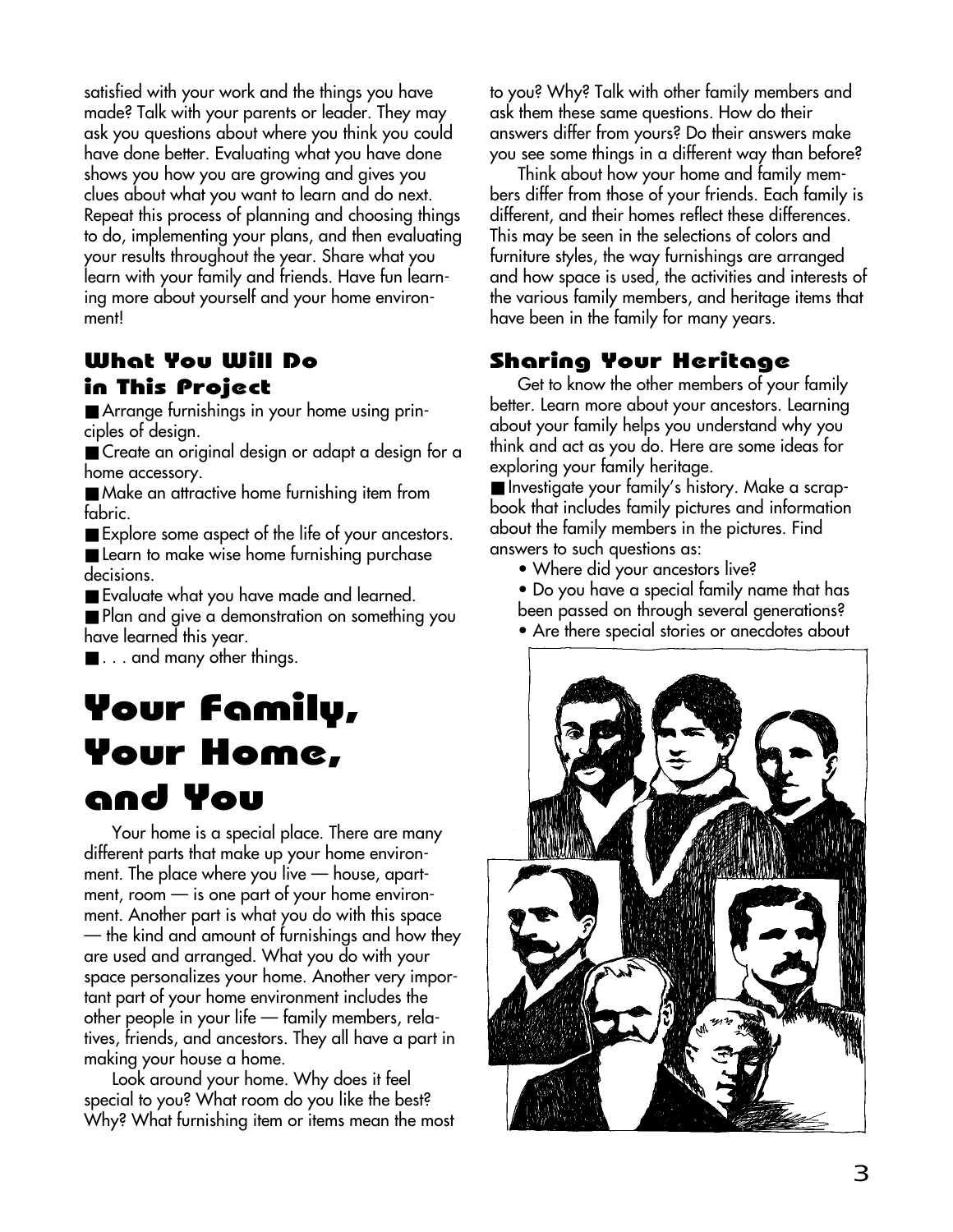satisfied with your work and the things you have made? Talk with your parents or leader. They may ask you questions about where you think you could have done better. Evaluating what you have done shows you how you are growing and gives you clues about what you want to learn and do next. Repeat this process of planning and choosing things to do, implementing your plans, and then evaluating your results throughout the year. Share what you learn with your family and friends. Have fun learning more about yourself and your home environment!

### What You Will Do in This Project

- Arrange furnishings in your home using principles of design.
- Create an original design or adapt a design for a home accessory.
- Make an attractive home furnishing item from fabric.
- Explore some aspect of the life of your ancestors.
- Learn to make wise home furnishing purchase decisions.
- Evaluate what you have made and learned.
- Plan and give a demonstration on something you have learned this year.
- . . . and many other things.

# Your Family, Your Home, and You

Your home is a special place. There are many different parts that make up your home environment. The place where you live — house, apartment, room — is one part of your home environment. Another part is what you do with this space — the kind and amount of furnishings and how they are used and arranged. What you do with your space personalizes your home. Another very important part of your home environment includes the other people in your life — family members, relatives, friends, and ancestors. They all have a part in making your house a home.

Look around your home. Why does it feel special to you? What room do you like the best? Why? What furnishing item or items mean the most to you? Why? Talk with other family members and ask them these same questions. How do their answers differ from yours? Do their answers make you see some things in a different way than before?

Think about how your home and family members differ from those of your friends. Each family is different, and their homes reflect these differences. This may be seen in the selections of colors and furniture styles, the way furnishings are arranged and how space is used, the activities and interests of the various family members, and heritage items that have been in the family for many years.

### Sharing Your Heritage

Get to know the other members of your family better. Learn more about your ancestors. Learning about your family helps you understand why you think and act as you do. Here are some ideas for exploring your family heritage.

- Investigate your family's history. Make a scrapbook that includes family pictures and information about the family members in the pictures. Find answers to such questions as:
  - Where did your ancestors live?
  - Do you have a special family name that has been passed on through several generations?
  - Are there special stories or anecdotes about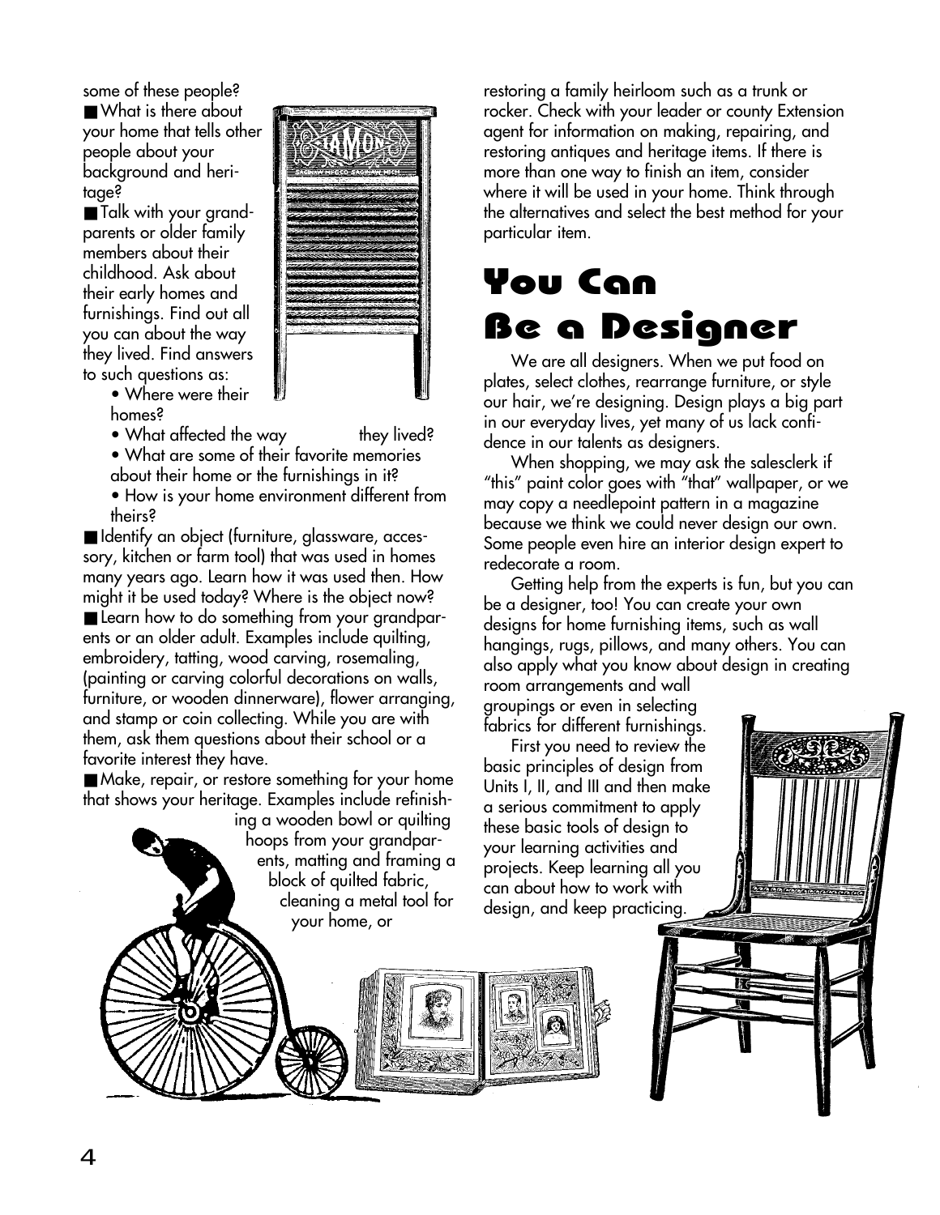some of these people?

- What is there about your home that tells other people about your background and heritage?
- Talk with your grandparents or older family members about their childhood. Ask about their early homes and furnishings. Find out all you can about the way they lived. Find answers to such questions as:
  - Where were their homes?
  - What affected the way they lived?
  - What are some of their favorite memories about their home or the furnishings in it?
  - How is your home environment different from theirs?
- Identify an object (furniture, glassware, accessory, kitchen or farm tool) that was used in homes many years ago. Learn how it was used then. How might it be used today? Where is the object now?
- Learn how to do something from your grandparents or an older adult. Examples include quilting, embroidery, tatting, wood carving, rosemaling, (painting or carving colorful decorations on walls, furniture, or wooden dinnerware), flower arranging, and stamp or coin collecting. While you are with them, ask them questions about their school or a favorite interest they have.
- Make, repair, or restore something for your home that shows your heritage. Examples include refinishing a wooden bowl or quilting hoops from your grandparents, matting and framing a block of quilted fabric, cleaning a metal tool for your home, or restoring a family heirloom such as a trunk or rocker. Check with your leader or county Extension agent for information on making, repairing, and restoring antiques and heritage items. If there is more than one way to finish an item, consider where it will be used in your home. Think through the alternatives and select the best method for your particular item.

# You Can Be a Designer

We are all designers. When we put food on plates, select clothes, rearrange furniture, or style our hair, we're designing. Design plays a big part in our everyday lives, yet many of us lack confidence in our talents as designers.

When shopping, we may ask the salesclerk if "this" paint color goes with "that" wallpaper, or we may copy a needlepoint pattern in a magazine because we think we could never design our own. Some people even hire an interior design expert to redecorate a room.

Getting help from the experts is fun, but you can be a designer, too! You can create your own designs for home furnishing items, such as wall hangings, rugs, pillows, and many others. You can also apply what you know about design in creating room arrangements and wall groupings or even in selecting fabrics for different furnishings.

First you need to review the basic principles of design from Units I, II, and III and then make a serious commitment to apply these basic tools of design to your learning activities and projects. Keep learning all you can about how to work with design, and keep practicing.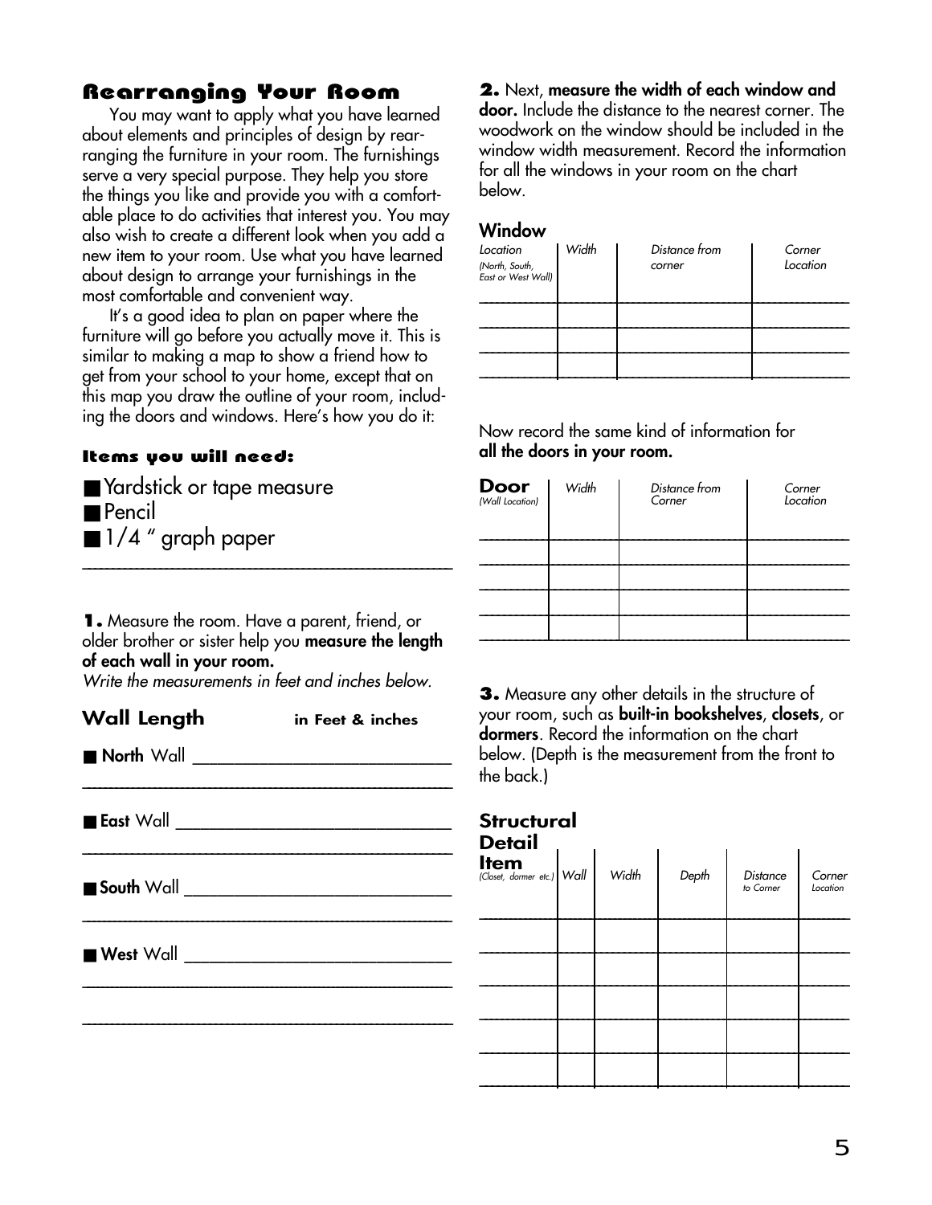## Rearranging Your Room

You may want to apply what you have learned about elements and principles of design by rearranging the furniture in your room. The furnishings serve a very special purpose. They help you store the things you like and provide you with a comfortable place to do activities that interest you. You may also wish to create a different look when you add a new item to your room. Use what you have learned about design to arrange your furnishings in the most comfortable and convenient way.

It's a good idea to plan on paper where the furniture will go before you actually move it. This is similar to making a map to show a friend how to get from your school to your home, except that on this map you draw the outline of your room, including the doors and windows. Here's how you do it:

### Items you will need:

- Yardstick or tape measure
- Pencil
- 1/4 " graph paper

---

**1.** Measure the room. Have a parent, friend, or older brother or sister help you **measure the length of each wall in your room.**

*Write the measurements in feet and inches below.*

### Wall Length in Feet & inches

- **North** Wall ______________________________

______________________________________________

- **East** Wall ______________________________

______________________________________________

- **South** Wall ______________________________

______________________________________________

- **West** Wall ______________________________

______________________________________________

______________________________________________

**2.** Next, **measure the width of each window and door.** Include the distance to the nearest corner. The woodwork on the window should be included in the window width measurement. Record the information for all the windows in your room on the chart below.

### Window

| *Location (North, South, East or West Wall)* | *Width* | *Distance from corner* | *Corner Location* |
|---|---|---|---|
| | | | |
| | | | |
| | | | |
| | | | |

Now record the same kind of information for **all the doors in your room.**

| **Door** *(Wall Location)* | *Width* | *Distance from Corner* | *Corner Location* |
|---|---|---|---|
| | | | |
| | | | |
| | | | |
| | | | |
| | | | |

**3.** Measure any other details in the structure of your room, such as **built-in bookshelves**, **closets**, or **dormers**. Record the information on the chart below. (Depth is the measurement from the front to the back.)

### Structural Detail

| **Item** *(Closet, dormer etc.)* | *Wall* | *Width* | *Depth* | *Distance to Corner* | *Corner Location* |
|---|---|---|---|---|---|
| | | | | | |
| | | | | | |
| | | | | | |
| | | | | | |
| | | | | | |
| | | | | | |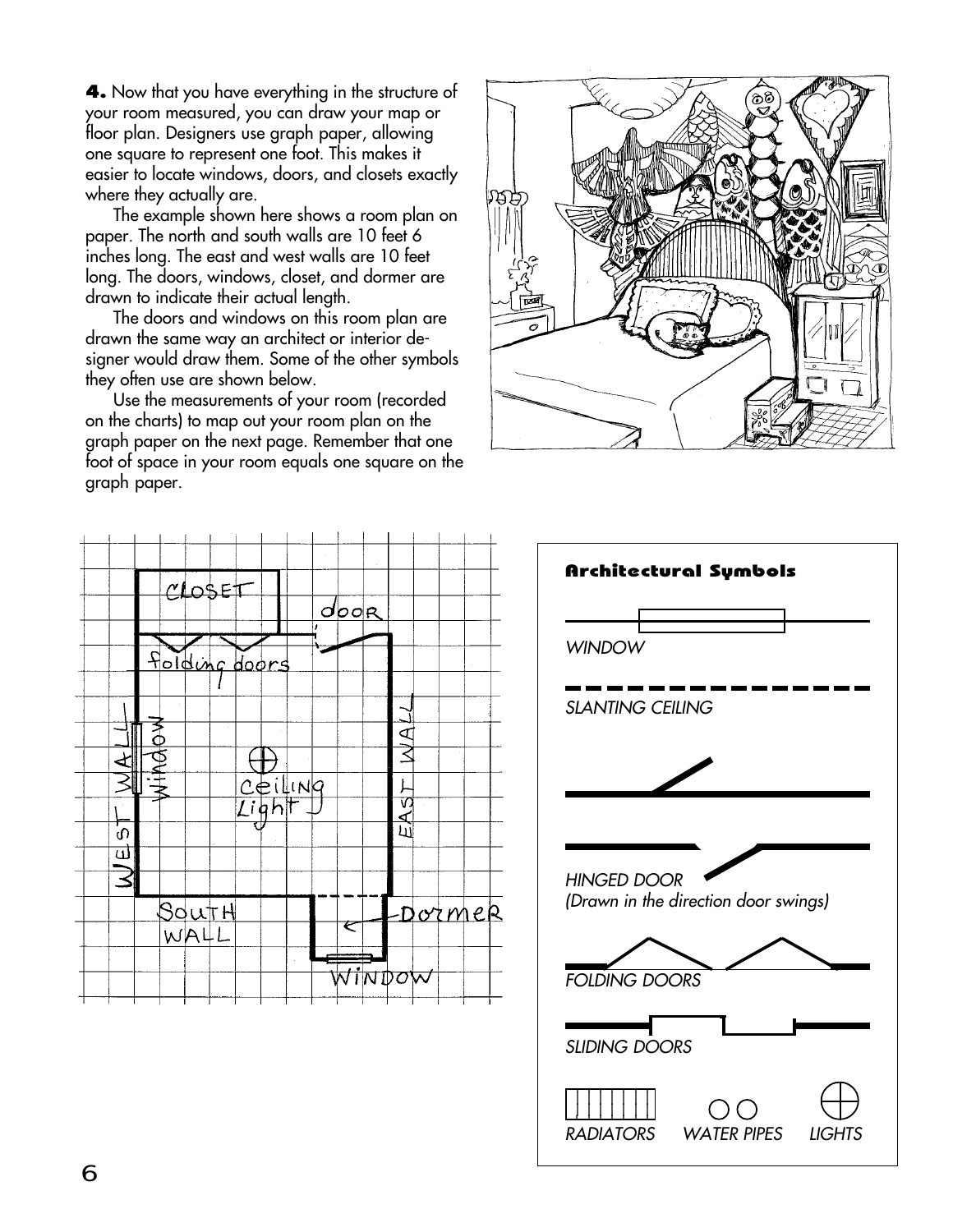**4.** Now that you have everything in the structure of your room measured, you can draw your map or floor plan. Designers use graph paper, allowing one square to represent one foot. This makes it easier to locate windows, doors, and closets exactly where they actually are.

The example shown here shows a room plan on paper. The north and south walls are 10 feet 6 inches long. The east and west walls are 10 feet long. The doors, windows, closet, and dormer are drawn to indicate their actual length.

The doors and windows on this room plan are drawn the same way an architect or interior designer would draw them. Some of the other symbols they often use are shown below.

Use the measurements of your room (recorded on the charts) to map out your room plan on the graph paper on the next page. Remember that one foot of space in your room equals one square on the graph paper.

CLOSET
door
folding doors
WEST WALL
window
Ceiling Light
EAST WALL
SOUTH WALL
Dormer
WINDOW

**Architectural Symbols**

WINDOW

SLANTING CEILING

HINGED DOOR
(Drawn in the direction door swings)

FOLDING DOORS

SLIDING DOORS

RADIATORS WATER PIPES LIGHTS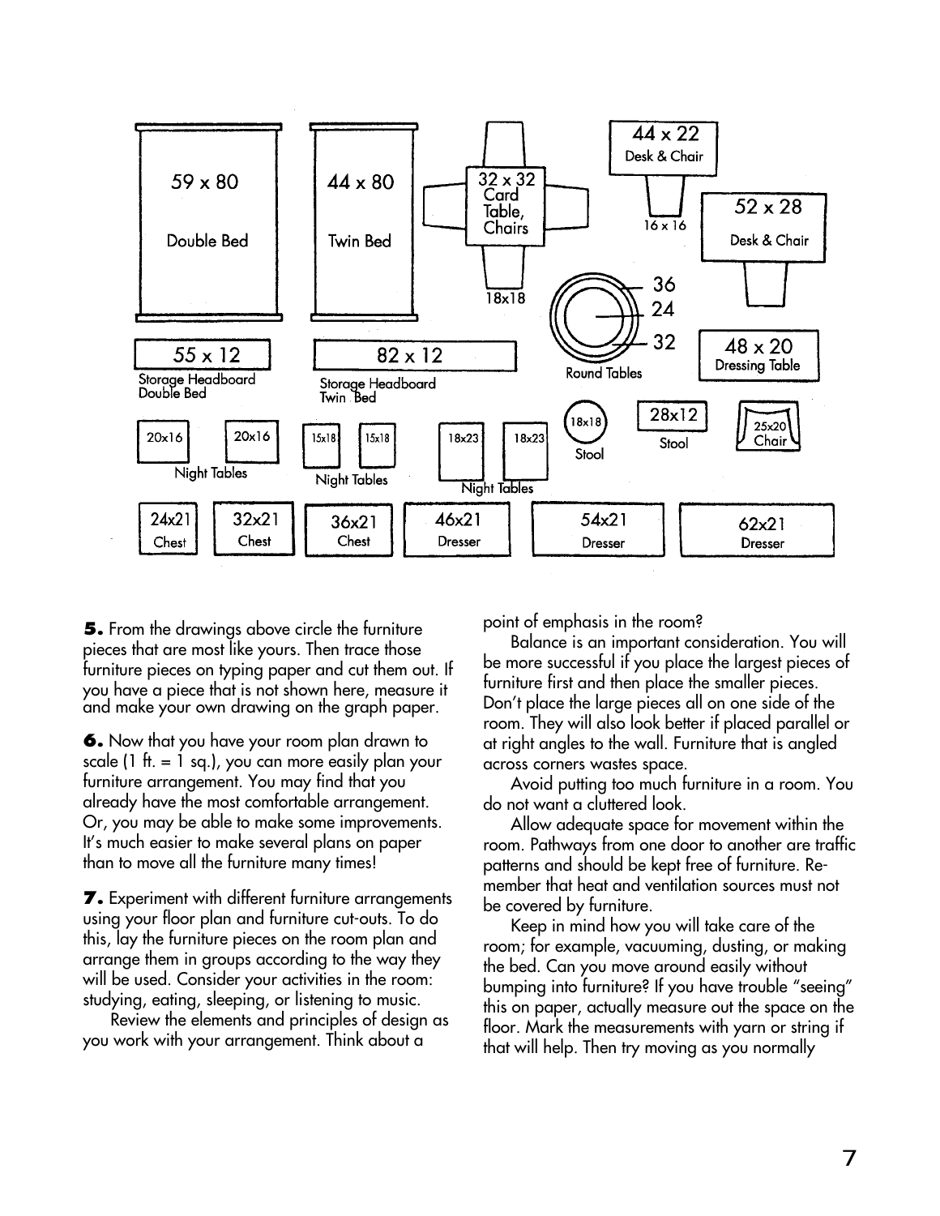59 x 80
Double Bed

44 x 80
Twin Bed

32 x 32
Card Table, Chairs
18x18

44 x 22
Desk & Chair
16 x 16

52 x 28
Desk & Chair

36
24
32
Round Tables

55 x 12
Storage Headboard Double Bed

82 x 12
Storage Headboard Twin Bed

48 x 20
Dressing Table

20x16 20x16
Night Tables

15x18 15x18
Night Tables

18x23 18x23
Night Tables

18x18
Stool

28x12
Stool

25x20
Chair

24x21 Chest
32x21 Chest
36x21 Chest
46x21 Dresser
54x21 Dresser
62x21 Dresser

**5.** From the drawings above circle the furniture pieces that are most like yours. Then trace those furniture pieces on typing paper and cut them out. If you have a piece that is not shown here, measure it and make your own drawing on the graph paper.

**6.** Now that you have your room plan drawn to scale (1 ft. = 1 sq.), you can more easily plan your furniture arrangement. You may find that you already have the most comfortable arrangement. Or, you may be able to make some improvements. It's much easier to make several plans on paper than to move all the furniture many times!

**7.** Experiment with different furniture arrangements using your floor plan and furniture cut-outs. To do this, lay the furniture pieces on the room plan and arrange them in groups according to the way they will be used. Consider your activities in the room: studying, eating, sleeping, or listening to music.

Review the elements and principles of design as you work with your arrangement. Think about a point of emphasis in the room?

Balance is an important consideration. You will be more successful if you place the largest pieces of furniture first and then place the smaller pieces. Don't place the large pieces all on one side of the room. They will also look better if placed parallel or at right angles to the wall. Furniture that is angled across corners wastes space.

Avoid putting too much furniture in a room. You do not want a cluttered look.

Allow adequate space for movement within the room. Pathways from one door to another are traffic patterns and should be kept free of furniture. Remember that heat and ventilation sources must not be covered by furniture.

Keep in mind how you will take care of the room; for example, vacuuming, dusting, or making the bed. Can you move around easily without bumping into furniture? If you have trouble "seeing" this on paper, actually measure out the space on the floor. Mark the measurements with yarn or string if that will help. Then try moving as you normally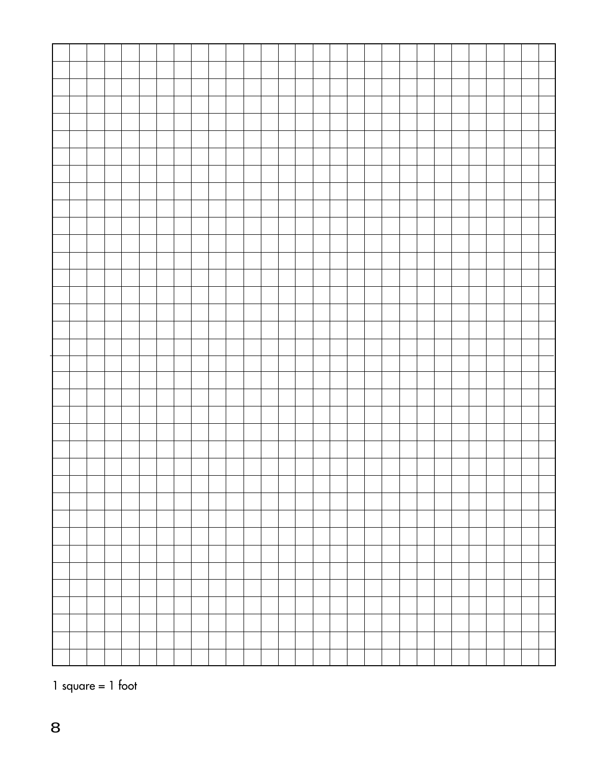1 square = 1 foot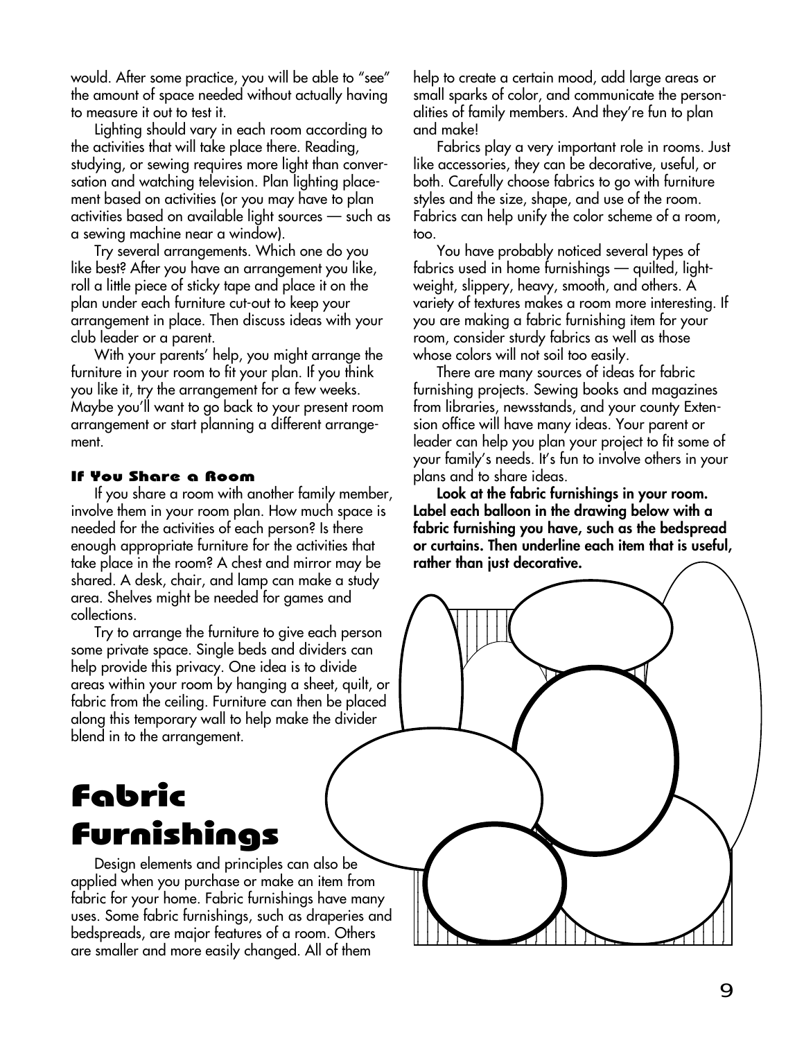would. After some practice, you will be able to "see" the amount of space needed without actually having to measure it out to test it.

Lighting should vary in each room according to the activities that will take place there. Reading, studying, or sewing requires more light than conversation and watching television. Plan lighting placement based on activities (or you may have to plan activities based on available light sources — such as a sewing machine near a window).

Try several arrangements. Which one do you like best? After you have an arrangement you like, roll a little piece of sticky tape and place it on the plan under each furniture cut-out to keep your arrangement in place. Then discuss ideas with your club leader or a parent.

With your parents' help, you might arrange the furniture in your room to fit your plan. If you think you like it, try the arrangement for a few weeks. Maybe you'll want to go back to your present room arrangement or start planning a different arrangement.

#### If You Share a Room

If you share a room with another family member, involve them in your room plan. How much space is needed for the activities of each person? Is there enough appropriate furniture for the activities that take place in the room? A chest and mirror may be shared. A desk, chair, and lamp can make a study area. Shelves might be needed for games and collections.

Try to arrange the furniture to give each person some private space. Single beds and dividers can help provide this privacy. One idea is to divide areas within your room by hanging a sheet, quilt, or fabric from the ceiling. Furniture can then be placed along this temporary wall to help make the divider blend in to the arrangement.

# Fabric Furnishings

Design elements and principles can also be applied when you purchase or make an item from fabric for your home. Fabric furnishings have many uses. Some fabric furnishings, such as draperies and bedspreads, are major features of a room. Others are smaller and more easily changed. All of them help to create a certain mood, add large areas or small sparks of color, and communicate the personalities of family members. And they're fun to plan and make!

Fabrics play a very important role in rooms. Just like accessories, they can be decorative, useful, or both. Carefully choose fabrics to go with furniture styles and the size, shape, and use of the room. Fabrics can help unify the color scheme of a room, too.

You have probably noticed several types of fabrics used in home furnishings — quilted, lightweight, slippery, heavy, smooth, and others. A variety of textures makes a room more interesting. If you are making a fabric furnishing item for your room, consider sturdy fabrics as well as those whose colors will not soil too easily.

There are many sources of ideas for fabric furnishing projects. Sewing books and magazines from libraries, newsstands, and your county Extension office will have many ideas. Your parent or leader can help you plan your project to fit some of your family's needs. It's fun to involve others in your plans and to share ideas.

**Look at the fabric furnishings in your room. Label each balloon in the drawing below with a fabric furnishing you have, such as the bedspread or curtains. Then underline each item that is useful, rather than just decorative.**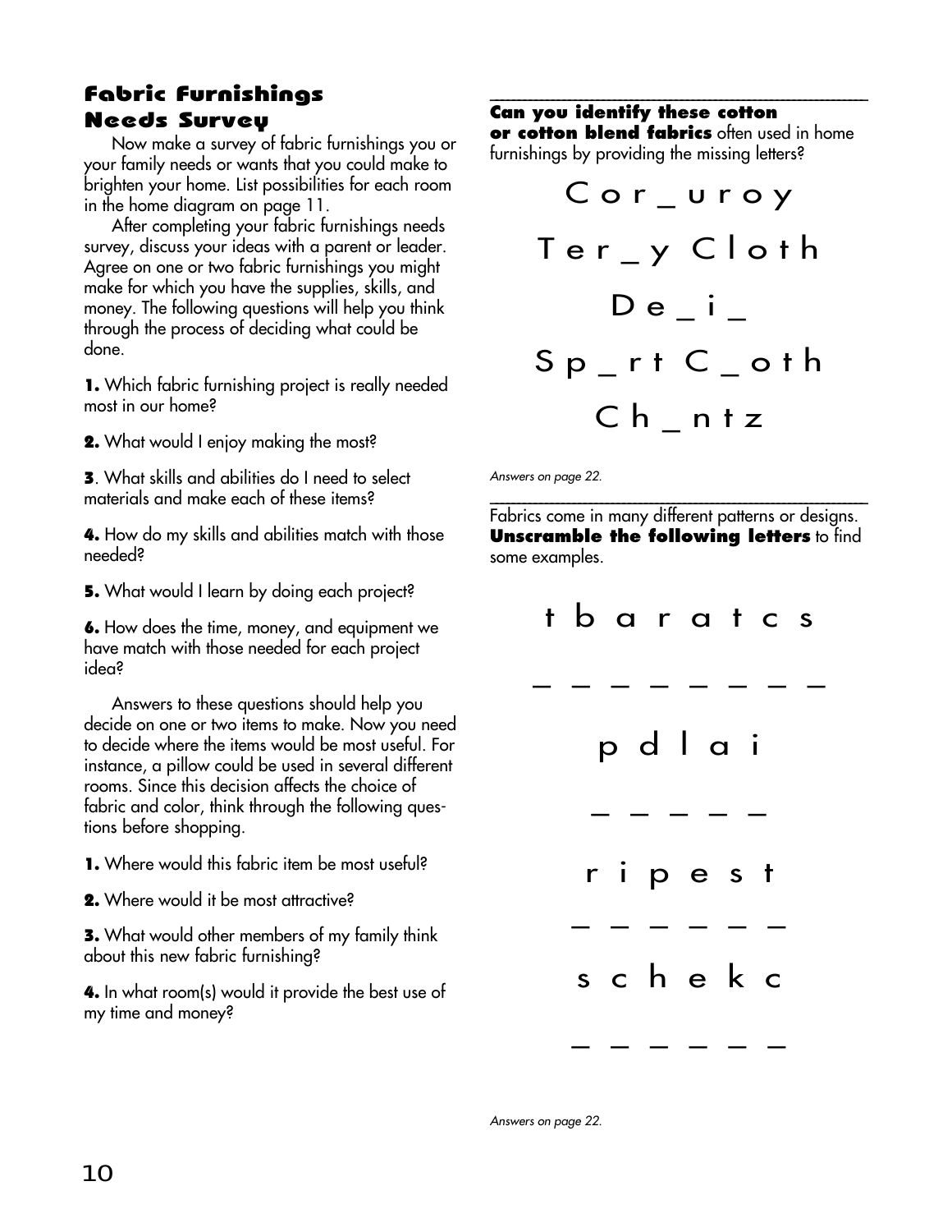## Fabric Furnishings Needs Survey

Now make a survey of fabric furnishings you or your family needs or wants that you could make to brighten your home. List possibilities for each room in the home diagram on page 11.

After completing your fabric furnishings needs survey, discuss your ideas with a parent or leader. Agree on one or two fabric furnishings you might make for which you have the supplies, skills, and money. The following questions will help you think through the process of deciding what could be done.

**1.** Which fabric furnishing project is really needed most in our home?

**2.** What would I enjoy making the most?

**3**. What skills and abilities do I need to select materials and make each of these items?

**4.** How do my skills and abilities match with those needed?

**5.** What would I learn by doing each project?

**6.** How does the time, money, and equipment we have match with those needed for each project idea?

Answers to these questions should help you decide on one or two items to make. Now you need to decide where the items would be most useful. For instance, a pillow could be used in several different rooms. Since this decision affects the choice of fabric and color, think through the following questions before shopping.

**1.** Where would this fabric item be most useful?

**2.** Where would it be most attractive?

**3.** What would other members of my family think about this new fabric furnishing?

**4.** In what room(s) would it provide the best use of my time and money?

---

**Can you identify these cotton or cotton blend fabrics** often used in home furnishings by providing the missing letters?

C o r _ u r o y

T e r _ y C l o t h

D e _ i _

S p _ r t C _ o t h

C h _ n t z

*Answers on page 22.*

---

Fabrics come in many different patterns or designs. **Unscramble the following letters** to find some examples.

t b a r a t c s

_ _ _ _ _ _ _ _

p d l a i

_ _ _ _ _

r i p e s t

_ _ _ _ _ _

s c h e k c

_ _ _ _ _ _

*Answers on page 22.*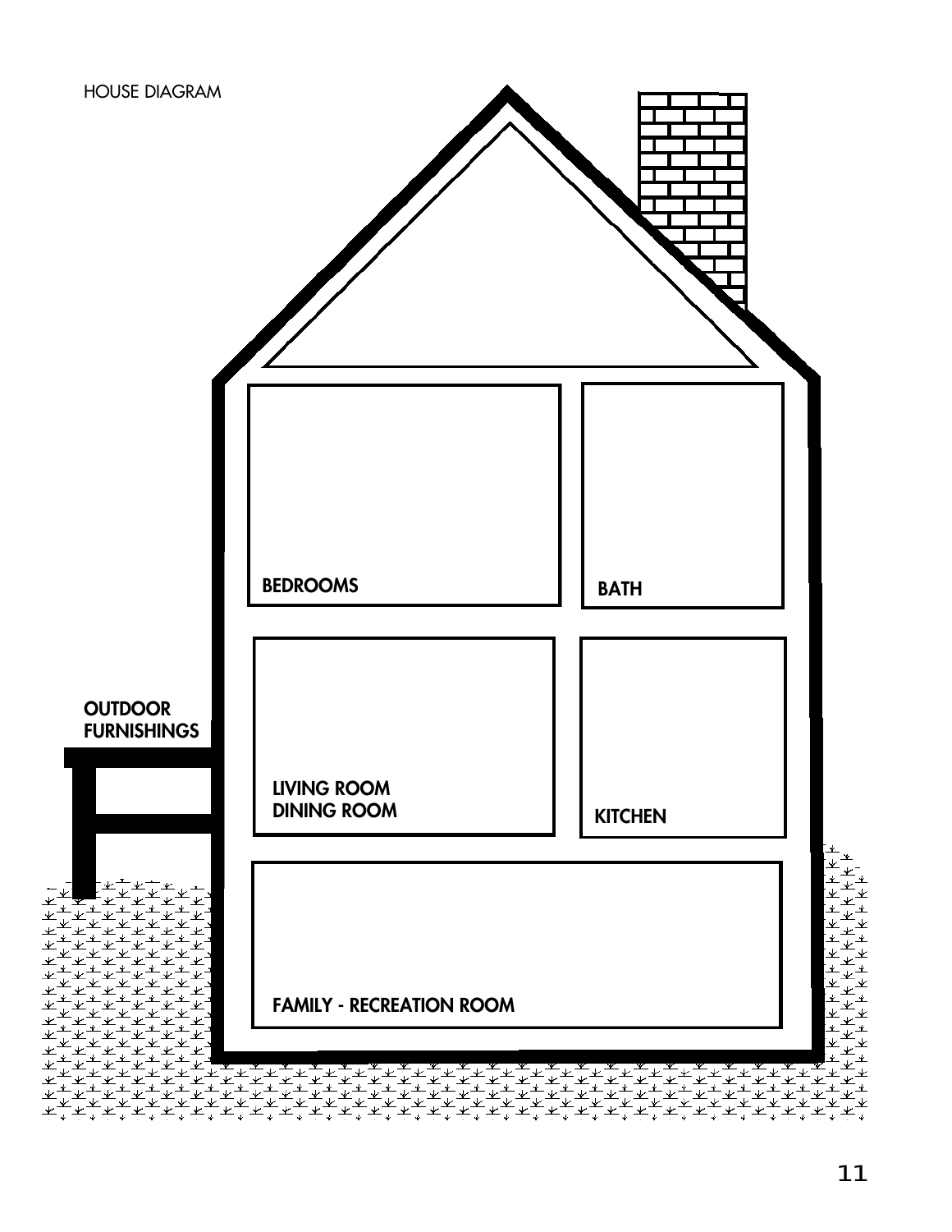HOUSE DIAGRAM

BEDROOMS

BATH

OUTDOOR FURNISHINGS

LIVING ROOM
DINING ROOM

KITCHEN

FAMILY - RECREATION ROOM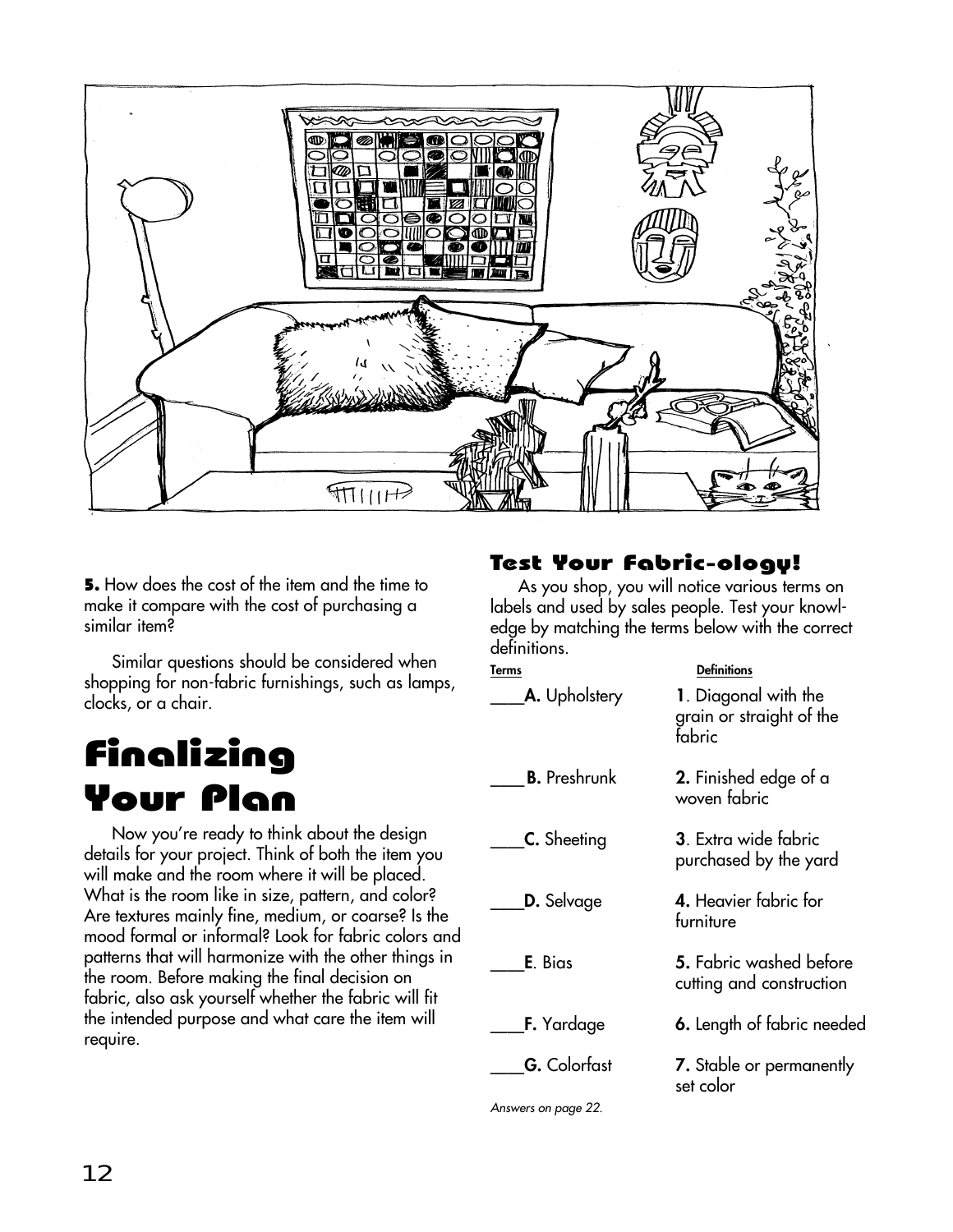**5.** How does the cost of the item and the time to make it compare with the cost of purchasing a similar item?

Similar questions should be considered when shopping for non-fabric furnishings, such as lamps, clocks, or a chair.

# Finalizing Your Plan

Now you're ready to think about the design details for your project. Think of both the item you will make and the room where it will be placed. What is the room like in size, pattern, and color? Are textures mainly fine, medium, or coarse? Is the mood formal or informal? Look for fabric colors and patterns that will harmonize with the other things in the room. Before making the final decision on fabric, also ask yourself whether the fabric will fit the intended purpose and what care the item will require.

## Test Your Fabric-ology!

As you shop, you will notice various terms on labels and used by sales people. Test your knowledge by matching the terms below with the correct definitions.

| Terms | Definitions |
|---|---|
| ____**A.** Upholstery | **1**. Diagonal with the grain or straight of the fabric |
| ____**B.** Preshrunk | **2.** Finished edge of a woven fabric |
| ____**C.** Sheeting | **3**. Extra wide fabric purchased by the yard |
| ____**D.** Selvage | **4.** Heavier fabric for furniture |
| ____**E**. Bias | **5.** Fabric washed before cutting and construction |
| ____**F.** Yardage | **6.** Length of fabric needed |
| ____**G.** Colorfast | **7.** Stable or permanently set color |

*Answers on page 22.*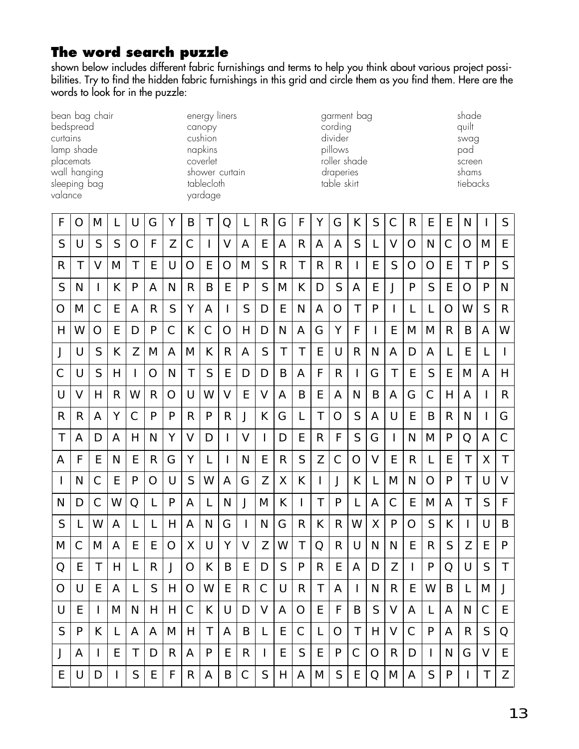## The word search puzzle

shown below includes different fabric furnishings and terms to help you think about various project possibilities. Try to find the hidden fabric furnishings in this grid and circle them as you find them. Here are the words to look for in the puzzle:

| | | | |
|---|---|---|---|
| bean bag chair | energy liners | garment bag | shade |
| bedspread | canopy | cording | quilt |
| curtains | cushion | divider | swag |
| lamp shade | napkins | pillows | pad |
| placemats | coverlet | roller shade | screen |
| wall hanging | shower curtain | draperies | shams |
| sleeping bag | tablecloth | table skirt | tiebacks |
| valance | yardage | | |

| | | | | | | | | | | | | | | | | | | | | | | | | | |
|---|---|---|---|---|---|---|---|---|---|---|---|---|---|---|---|---|---|---|---|---|---|---|---|---|---|
| F | O | M | L | U | G | Y | B | T | Q | L | R | G | F | Y | G | K | S | C | R | E | E | N | I | S |
| S | U | S | S | O | F | Z | C | I | V | A | E | A | R | A | A | S | L | V | O | N | C | O | M | E |
| R | T | V | M | T | E | U | O | E | O | M | S | R | T | R | R | I | E | S | O | O | E | T | P | S |
| S | N | I | K | P | A | N | R | B | E | P | S | M | K | D | S | A | E | J | P | S | E | O | P | N |
| O | M | C | E | A | R | S | Y | A | I | S | D | E | N | A | O | T | P | I | L | L | O | W | S | R |
| H | W | O | E | D | P | C | K | C | O | H | D | N | A | G | Y | F | I | E | M | M | R | B | A | W |
| J | U | S | K | Z | M | A | M | K | R | A | S | T | T | E | U | R | N | A | D | A | L | E | L | I |
| C | U | S | H | I | O | N | T | S | E | D | D | B | A | F | R | I | G | T | E | S | E | M | A | H |
| U | V | H | R | W | R | O | U | W | V | E | V | A | B | E | A | N | B | A | G | C | H | A | I | R |
| R | R | A | Y | C | P | P | R | P | R | J | K | G | L | T | O | S | A | U | E | B | R | N | I | G |
| T | A | D | A | H | N | Y | V | D | I | V | I | D | E | R | F | S | G | I | N | M | P | Q | A | C |
| A | F | E | N | E | R | G | Y | L | I | N | E | R | S | Z | C | O | V | E | R | L | E | T | X | T |
| I | N | C | E | P | O | U | S | W | A | G | Z | X | K | I | J | K | L | M | N | O | P | T | U | V |
| N | D | C | W | Q | L | P | A | L | N | J | M | K | I | T | P | L | A | C | E | M | A | T | S | F |
| S | L | W | A | L | L | H | A | N | G | I | N | G | R | K | R | W | X | P | O | S | K | I | U | B |
| M | C | M | A | E | E | O | X | U | Y | V | Z | W | T | Q | R | U | N | N | E | R | S | Z | E | P |
| Q | E | T | H | L | R | J | O | K | B | E | D | S | P | R | E | A | D | Z | I | P | Q | U | S | T |
| O | U | E | A | L | S | H | O | W | E | R | C | U | R | T | A | I | N | R | E | W | B | L | M | J |
| U | E | I | M | N | H | H | C | K | U | D | V | A | O | E | F | B | S | V | A | L | A | N | C | E |
| S | P | K | L | A | A | M | H | T | A | B | L | E | C | L | O | T | H | V | C | P | A | R | S | Q |
| J | A | I | E | T | D | R | A | P | E | R | I | E | S | E | P | C | O | R | D | I | N | G | V | E |
| E | U | D | I | S | E | F | R | A | B | C | S | H | A | M | S | E | Q | M | A | S | P | I | T | Z |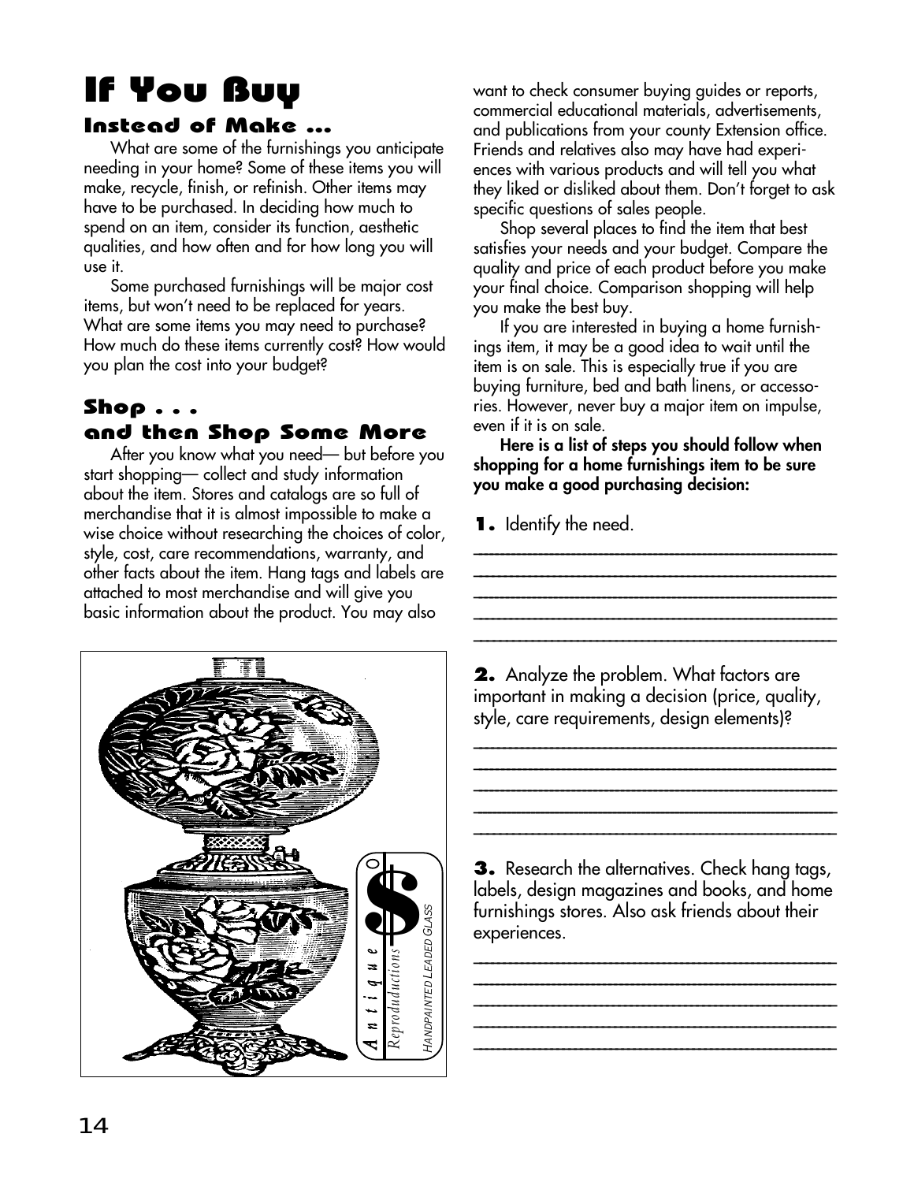# If You Buy

## Instead of Make ...

What are some of the furnishings you anticipate needing in your home? Some of these items you will make, recycle, finish, or refinish. Other items may have to be purchased. In deciding how much to spend on an item, consider its function, aesthetic qualities, and how often and for how long you will use it.

Some purchased furnishings will be major cost items, but won't need to be replaced for years. What are some items you may need to purchase? How much do these items currently cost? How would you plan the cost into your budget?

## Shop . . . and then Shop Some More

After you know what you need— but before you start shopping— collect and study information about the item. Stores and catalogs are so full of merchandise that it is almost impossible to make a wise choice without researching the choices of color, style, cost, care recommendations, warranty, and other facts about the item. Hang tags and labels are attached to most merchandise and will give you basic information about the product. You may also want to check consumer buying guides or reports, commercial educational materials, advertisements, and publications from your county Extension office. Friends and relatives also may have had experiences with various products and will tell you what they liked or disliked about them. Don't forget to ask specific questions of sales people.

Shop several places to find the item that best satisfies your needs and your budget. Compare the quality and price of each product before you make your final choice. Comparison shopping will help you make the best buy.

If you are interested in buying a home furnishings item, it may be a good idea to wait until the item is on sale. This is especially true if you are buying furniture, bed and bath linens, or accessories. However, never buy a major item on impulse, even if it is on sale.

**Here is a list of steps you should follow when shopping for a home furnishings item to be sure you make a good purchasing decision:**

**1.** Identify the need.

_______________________________________________

_______________________________________________

_______________________________________________

_______________________________________________

_______________________________________________

**2.** Analyze the problem. What factors are important in making a decision (price, quality, style, care requirements, design elements)?

_______________________________________________

_______________________________________________

_______________________________________________

_______________________________________________

_______________________________________________

**3.** Research the alternatives. Check hang tags, labels, design magazines and books, and home furnishings stores. Also ask friends about their experiences.

_______________________________________________

_______________________________________________

_______________________________________________

_______________________________________________

_______________________________________________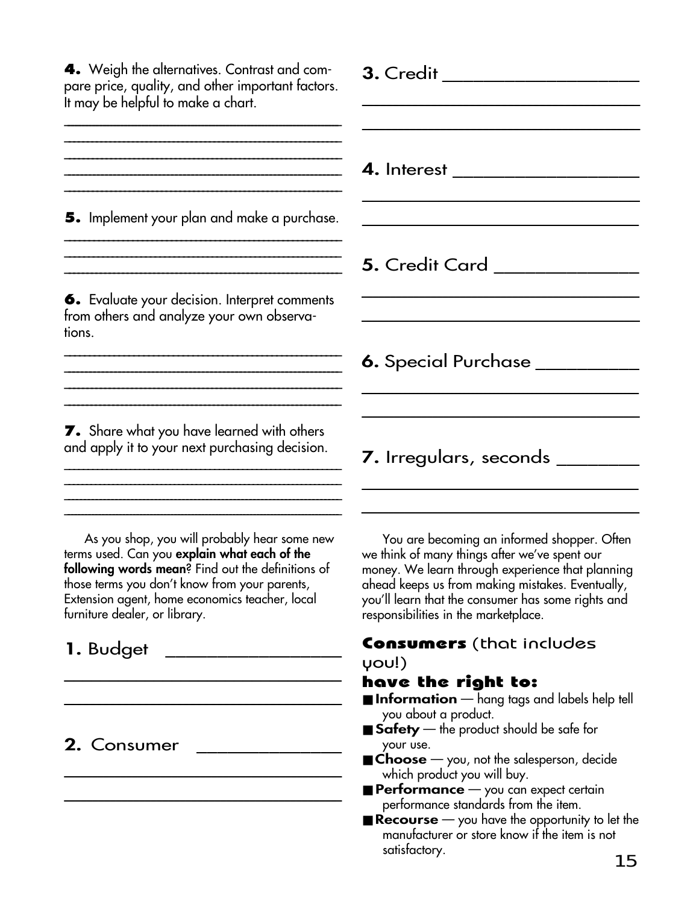**4.** Weigh the alternatives. Contrast and compare price, quality, and other important factors. It may be helpful to make a chart.

______________________________________________
______________________________________________
______________________________________________
______________________________________________
______________________________________________

**5.** Implement your plan and make a purchase.

______________________________________________
______________________________________________
______________________________________________

**6.** Evaluate your decision. Interpret comments from others and analyze your own observations.

______________________________________________
______________________________________________
______________________________________________
______________________________________________

**7.** Share what you have learned with others and apply it to your next purchasing decision.

______________________________________________
______________________________________________
______________________________________________
______________________________________________

As you shop, you will probably hear some new terms used. Can you **explain what each of the following words mean**? Find out the definitions of those terms you don't know from your parents, Extension agent, home economics teacher, local furniture dealer, or library.

**1.** Budget ______________________
______________________________________________
______________________________________________

**2.** Consumer ______________________
______________________________________________
______________________________________________

**3.** Credit ______________________
______________________________________________
______________________________________________

**4.** Interest ______________________
______________________________________________
______________________________________________

**5.** Credit Card ______________________
______________________________________________
______________________________________________

**6.** Special Purchase ______________________
______________________________________________
______________________________________________

**7.** Irregulars, seconds ______________________
______________________________________________
______________________________________________

You are becoming an informed shopper. Often we think of many things after we've spent our money. We learn through experience that planning ahead keeps us from making mistakes. Eventually, you'll learn that the consumer has some rights and responsibilities in the marketplace.

### **Consumers** (that includes you!) **have the right to:**

- **Information** — hang tags and labels help tell you about a product.
- **Safety** — the product should be safe for your use.
- **Choose** — you, not the salesperson, decide which product you will buy.
- **Performance** — you can expect certain performance standards from the item.
- **Recourse** — you have the opportunity to let the manufacturer or store know if the item is not satisfactory.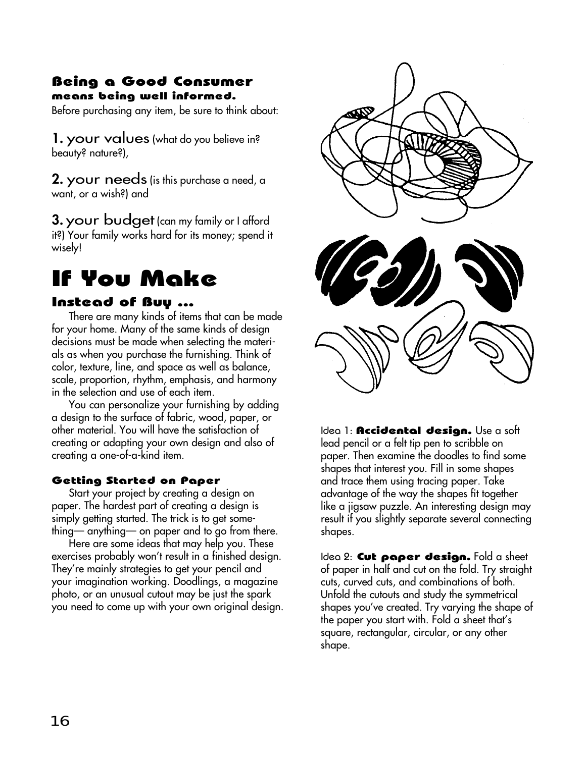## Being a Good Consumer

### means being well informed.

Before purchasing any item, be sure to think about:

**1. your values** (what do you believe in? beauty? nature?),

**2. your needs** (is this purchase a need, a want, or a wish?) and

**3. your budget** (can my family or I afford it?) Your family works hard for its money; spend it wisely!

# If You Make

## Instead of Buy ...

There are many kinds of items that can be made for your home. Many of the same kinds of design decisions must be made when selecting the materials as when you purchase the furnishing. Think of color, texture, line, and space as well as balance, scale, proportion, rhythm, emphasis, and harmony in the selection and use of each item.

You can personalize your furnishing by adding a design to the surface of fabric, wood, paper, or other material. You will have the satisfaction of creating or adapting your own design and also of creating a one-of-a-kind item.

### Getting Started on Paper

Start your project by creating a design on paper. The hardest part of creating a design is simply getting started. The trick is to get something— anything— on paper and to go from there.

Here are some ideas that may help you. These exercises probably won't result in a finished design. They're mainly strategies to get your pencil and your imagination working. Doodlings, a magazine photo, or an unusual cutout may be just the spark you need to come up with your own original design.

Idea 1: **Accidental design.** Use a soft lead pencil or a felt tip pen to scribble on paper. Then examine the doodles to find some shapes that interest you. Fill in some shapes and trace them using tracing paper. Take advantage of the way the shapes fit together like a jigsaw puzzle. An interesting design may result if you slightly separate several connecting shapes.

Idea 2: **Cut paper design.** Fold a sheet of paper in half and cut on the fold. Try straight cuts, curved cuts, and combinations of both. Unfold the cutouts and study the symmetrical shapes you've created. Try varying the shape of the paper you start with. Fold a sheet that's square, rectangular, circular, or any other shape.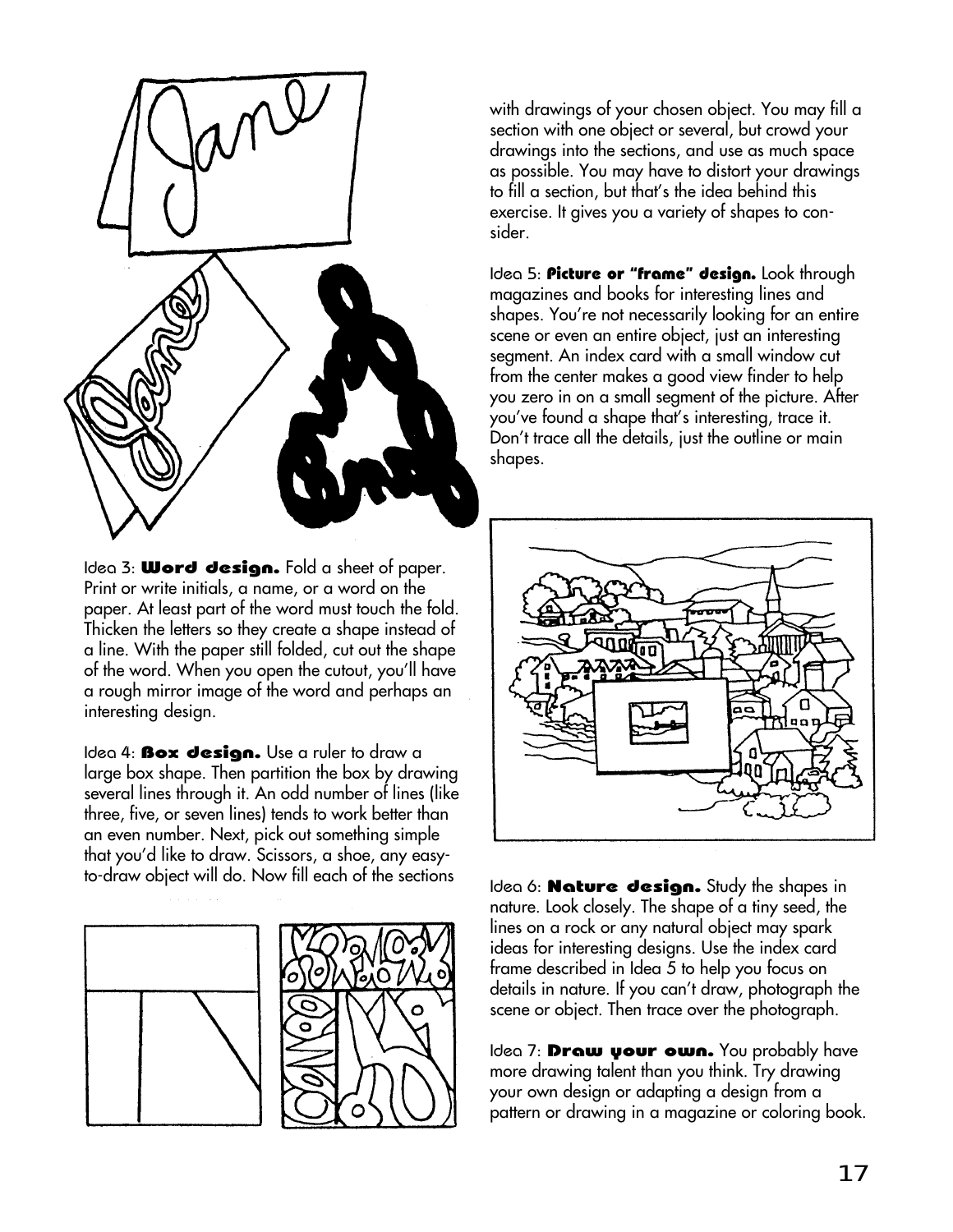Idea 3: **Word design.** Fold a sheet of paper. Print or write initials, a name, or a word on the paper. At least part of the word must touch the fold. Thicken the letters so they create a shape instead of a line. With the paper still folded, cut out the shape of the word. When you open the cutout, you'll have a rough mirror image of the word and perhaps an interesting design.

Idea 4: **Box design.** Use a ruler to draw a large box shape. Then partition the box by drawing several lines through it. An odd number of lines (like three, five, or seven lines) tends to work better than an even number. Next, pick out something simple that you'd like to draw. Scissors, a shoe, any easy-to-draw object will do. Now fill each of the sections with drawings of your chosen object. You may fill a section with one object or several, but crowd your drawings into the sections, and use as much space as possible. You may have to distort your drawings to fill a section, but that's the idea behind this exercise. It gives you a variety of shapes to consider.

Idea 5: **Picture or "frame" design.** Look through magazines and books for interesting lines and shapes. You're not necessarily looking for an entire scene or even an entire object, just an interesting segment. An index card with a small window cut from the center makes a good view finder to help you zero in on a small segment of the picture. After you've found a shape that's interesting, trace it. Don't trace all the details, just the outline or main shapes.

Idea 6: **Nature design.** Study the shapes in nature. Look closely. The shape of a tiny seed, the lines on a rock or any natural object may spark ideas for interesting designs. Use the index card frame described in Idea 5 to help you focus on details in nature. If you can't draw, photograph the scene or object. Then trace over the photograph.

Idea 7: **Draw your own.** You probably have more drawing talent than you think. Try drawing your own design or adapting a design from a pattern or drawing in a magazine or coloring book.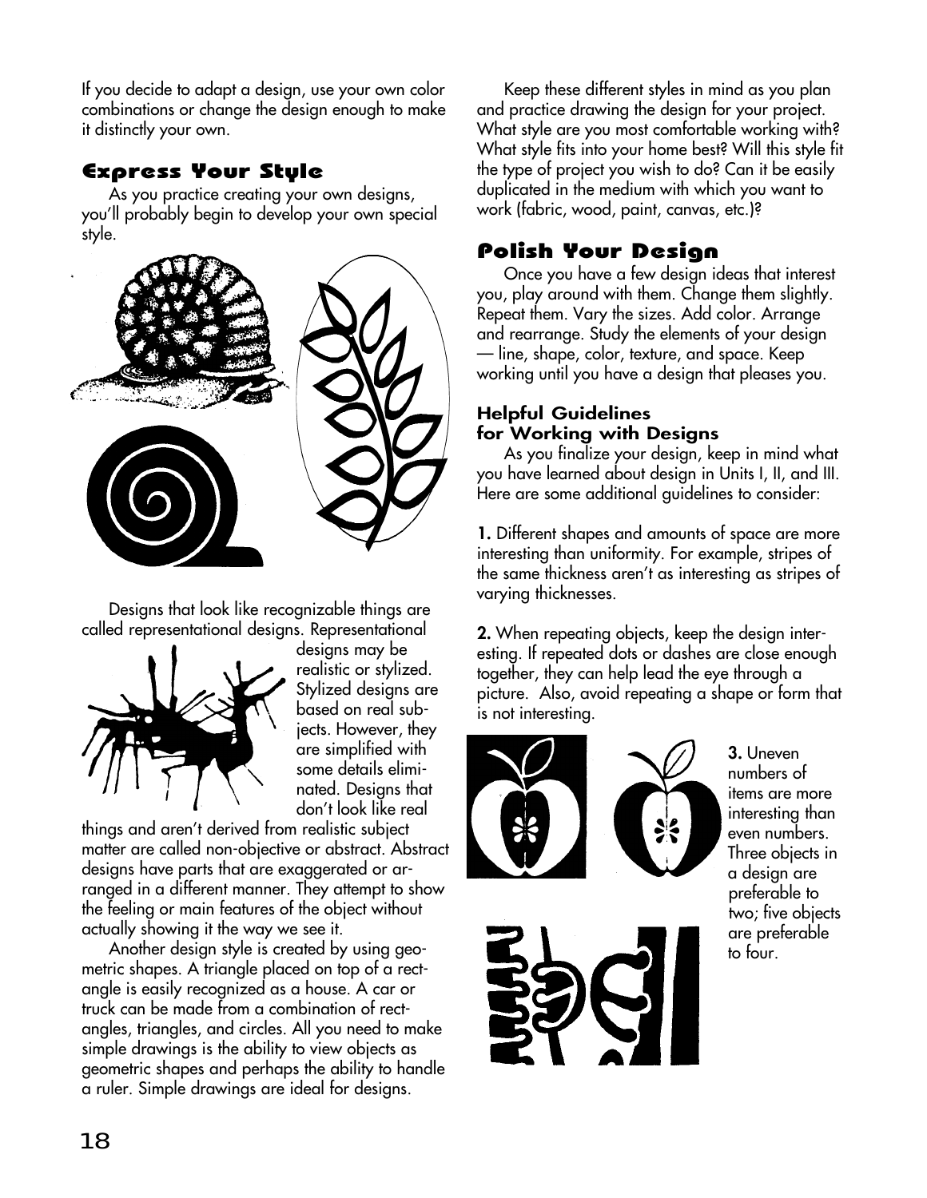If you decide to adapt a design, use your own color combinations or change the design enough to make it distinctly your own.

## Express Your Style

As you practice creating your own designs, you'll probably begin to develop your own special style.

Designs that look like recognizable things are called representational designs. Representational designs may be realistic or stylized. Stylized designs are based on real subjects. However, they are simplified with some details eliminated. Designs that don't look like real things and aren't derived from realistic subject matter are called non-objective or abstract. Abstract designs have parts that are exaggerated or arranged in a different manner. They attempt to show the feeling or main features of the object without actually showing it the way we see it.

Another design style is created by using geometric shapes. A triangle placed on top of a rectangle is easily recognized as a house. A car or truck can be made from a combination of rectangles, triangles, and circles. All you need to make simple drawings is the ability to view objects as geometric shapes and perhaps the ability to handle a ruler. Simple drawings are ideal for designs.

Keep these different styles in mind as you plan and practice drawing the design for your project. What style are you most comfortable working with? What style fits into your home best? Will this style fit the type of project you wish to do? Can it be easily duplicated in the medium with which you want to work (fabric, wood, paint, canvas, etc.)?

## Polish Your Design

Once you have a few design ideas that interest you, play around with them. Change them slightly. Repeat them. Vary the sizes. Add color. Arrange and rearrange. Study the elements of your design — line, shape, color, texture, and space. Keep working until you have a design that pleases you.

### Helpful Guidelines for Working with Designs

As you finalize your design, keep in mind what you have learned about design in Units I, II, and III. Here are some additional guidelines to consider:

**1.** Different shapes and amounts of space are more interesting than uniformity. For example, stripes of the same thickness aren't as interesting as stripes of varying thicknesses.

**2.** When repeating objects, keep the design interesting. If repeated dots or dashes are close enough together, they can help lead the eye through a picture. Also, avoid repeating a shape or form that is not interesting.

**3.** Uneven numbers of items are more interesting than even numbers. Three objects in a design are preferable to two; five objects are preferable to four.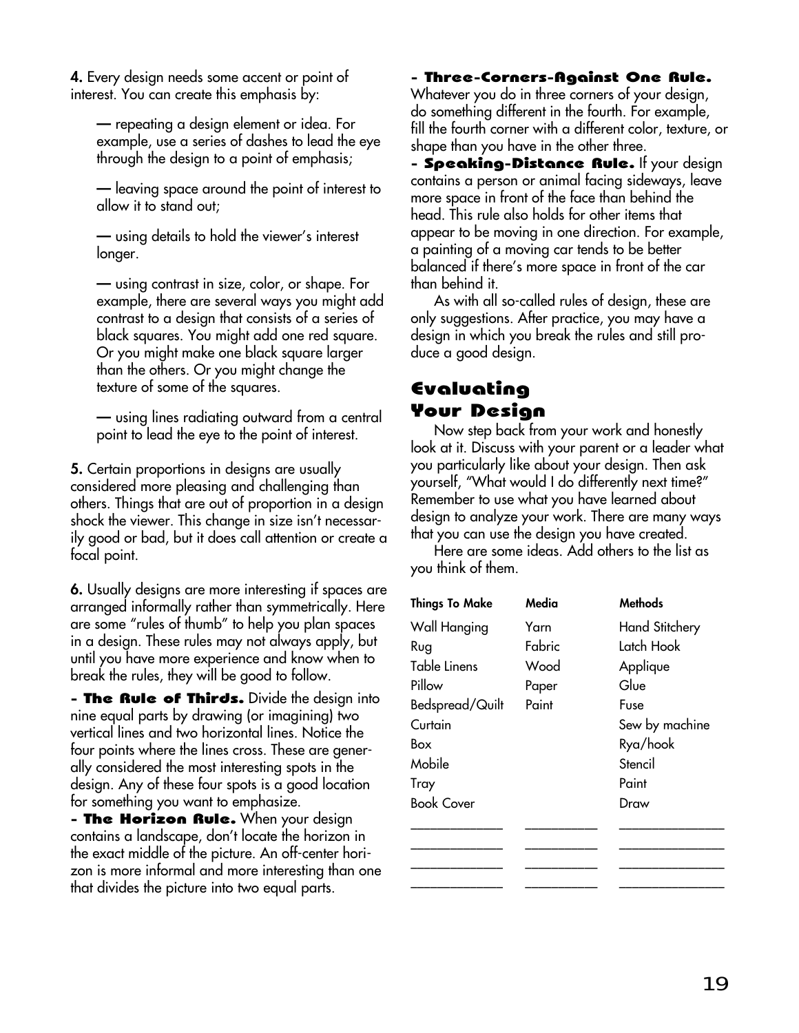**4.** Every design needs some accent or point of interest. You can create this emphasis by:

— repeating a design element or idea. For example, use a series of dashes to lead the eye through the design to a point of emphasis;

— leaving space around the point of interest to allow it to stand out;

— using details to hold the viewer's interest longer.

— using contrast in size, color, or shape. For example, there are several ways you might add contrast to a design that consists of a series of black squares. You might add one red square. Or you might make one black square larger than the others. Or you might change the texture of some of the squares.

— using lines radiating outward from a central point to lead the eye to the point of interest.

**5.** Certain proportions in designs are usually considered more pleasing and challenging than others. Things that are out of proportion in a design shock the viewer. This change in size isn't necessarily good or bad, but it does call attention or create a focal point.

**6.** Usually designs are more interesting if spaces are arranged informally rather than symmetrically. Here are some "rules of thumb" to help you plan spaces in a design. These rules may not always apply, but until you have more experience and know when to break the rules, they will be good to follow.

**- The Rule of Thirds.** Divide the design into nine equal parts by drawing (or imagining) two vertical lines and two horizontal lines. Notice the four points where the lines cross. These are generally considered the most interesting spots in the design. Any of these four spots is a good location for something you want to emphasize.

**- The Horizon Rule.** When your design contains a landscape, don't locate the horizon in the exact middle of the picture. An off-center horizon is more informal and more interesting than one that divides the picture into two equal parts.

**- Three-Corners-Against One Rule.** Whatever you do in three corners of your design, do something different in the fourth. For example, fill the fourth corner with a different color, texture, or shape than you have in the other three.

**- Speaking-Distance Rule.** If your design contains a person or animal facing sideways, leave more space in front of the face than behind the head. This rule also holds for other items that appear to be moving in one direction. For example, a painting of a moving car tends to be better balanced if there's more space in front of the car than behind it.

As with all so-called rules of design, these are only suggestions. After practice, you may have a design in which you break the rules and still produce a good design.

## Evaluating Your Design

Now step back from your work and honestly look at it. Discuss with your parent or a leader what you particularly like about your design. Then ask yourself, "What would I do differently next time?" Remember to use what you have learned about design to analyze your work. There are many ways that you can use the design you have created.

Here are some ideas. Add others to the list as you think of them.

| Things To Make | Media | Methods |
|---|---|---|
| Wall Hanging | Yarn | Hand Stitchery |
| Rug | Fabric | Latch Hook |
| Table Linens | Wood | Applique |
| Pillow | Paper | Glue |
| Bedspread/Quilt | Paint | Fuse |
| Curtain | | Sew by machine |
| Box | | Rya/hook |
| Mobile | | Stencil |
| Tray | | Paint |
| Book Cover | | Draw |
| ____________ | __________ | ______________ |
| ____________ | __________ | ______________ |
| ____________ | __________ | ______________ |
| ____________ | __________ | ______________ |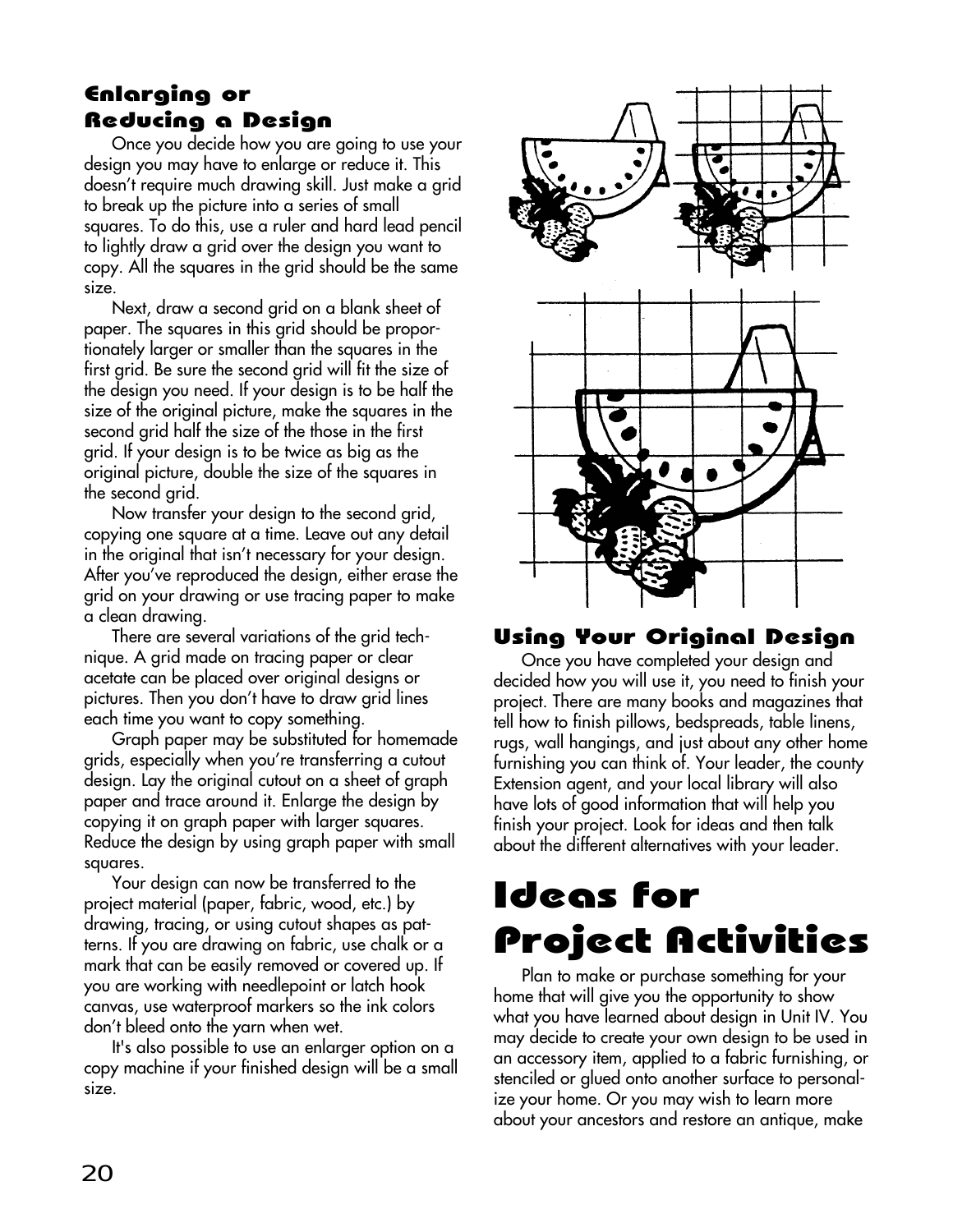## Enlarging or Reducing a Design

Once you decide how you are going to use your design you may have to enlarge or reduce it. This doesn't require much drawing skill. Just make a grid to break up the picture into a series of small squares. To do this, use a ruler and hard lead pencil to lightly draw a grid over the design you want to copy. All the squares in the grid should be the same size.

Next, draw a second grid on a blank sheet of paper. The squares in this grid should be proportionately larger or smaller than the squares in the first grid. Be sure the second grid will fit the size of the design you need. If your design is to be half the size of the original picture, make the squares in the second grid half the size of the those in the first grid. If your design is to be twice as big as the original picture, double the size of the squares in the second grid.

Now transfer your design to the second grid, copying one square at a time. Leave out any detail in the original that isn't necessary for your design. After you've reproduced the design, either erase the grid on your drawing or use tracing paper to make a clean drawing.

There are several variations of the grid technique. A grid made on tracing paper or clear acetate can be placed over original designs or pictures. Then you don't have to draw grid lines each time you want to copy something.

Graph paper may be substituted for homemade grids, especially when you're transferring a cutout design. Lay the original cutout on a sheet of graph paper and trace around it. Enlarge the design by copying it on graph paper with larger squares. Reduce the design by using graph paper with small squares.

Your design can now be transferred to the project material (paper, fabric, wood, etc.) by drawing, tracing, or using cutout shapes as patterns. If you are drawing on fabric, use chalk or a mark that can be easily removed or covered up. If you are working with needlepoint or latch hook canvas, use waterproof markers so the ink colors don't bleed onto the yarn when wet.

It's also possible to use an enlarger option on a copy machine if your finished design will be a small size.

## Using Your Original Design

Once you have completed your design and decided how you will use it, you need to finish your project. There are many books and magazines that tell how to finish pillows, bedspreads, table linens, rugs, wall hangings, and just about any other home furnishing you can think of. Your leader, the county Extension agent, and your local library will also have lots of good information that will help you finish your project. Look for ideas and then talk about the different alternatives with your leader.

# Ideas for Project Activities

Plan to make or purchase something for your home that will give you the opportunity to show what you have learned about design in Unit IV. You may decide to create your own design to be used in an accessory item, applied to a fabric furnishing, or stenciled or glued onto another surface to personalize your home. Or you may wish to learn more about your ancestors and restore an antique, make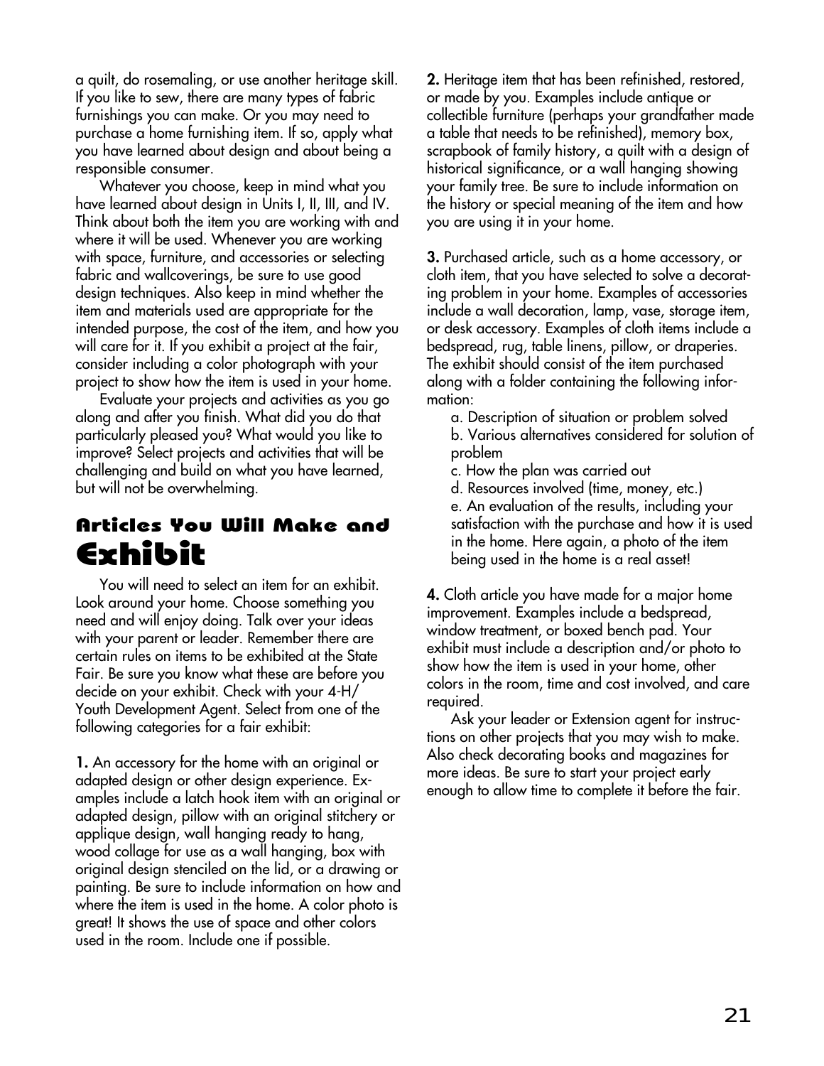a quilt, do rosemaling, or use another heritage skill. If you like to sew, there are many types of fabric furnishings you can make. Or you may need to purchase a home furnishing item. If so, apply what you have learned about design and about being a responsible consumer.

Whatever you choose, keep in mind what you have learned about design in Units I, II, III, and IV. Think about both the item you are working with and where it will be used. Whenever you are working with space, furniture, and accessories or selecting fabric and wallcoverings, be sure to use good design techniques. Also keep in mind whether the item and materials used are appropriate for the intended purpose, the cost of the item, and how you will care for it. If you exhibit a project at the fair, consider including a color photograph with your project to show how the item is used in your home.

Evaluate your projects and activities as you go along and after you finish. What did you do that particularly pleased you? What would you like to improve? Select projects and activities that will be challenging and build on what you have learned, but will not be overwhelming.

## Articles You Will Make and Exhibit

You will need to select an item for an exhibit. Look around your home. Choose something you need and will enjoy doing. Talk over your ideas with your parent or leader. Remember there are certain rules on items to be exhibited at the State Fair. Be sure you know what these are before you decide on your exhibit. Check with your 4-H/ Youth Development Agent. Select from one of the following categories for a fair exhibit:

**1.** An accessory for the home with an original or adapted design or other design experience. Examples include a latch hook item with an original or adapted design, pillow with an original stitchery or applique design, wall hanging ready to hang, wood collage for use as a wall hanging, box with original design stenciled on the lid, or a drawing or painting. Be sure to include information on how and where the item is used in the home. A color photo is great! It shows the use of space and other colors used in the room. Include one if possible.

**2.** Heritage item that has been refinished, restored, or made by you. Examples include antique or collectible furniture (perhaps your grandfather made a table that needs to be refinished), memory box, scrapbook of family history, a quilt with a design of historical significance, or a wall hanging showing your family tree. Be sure to include information on the history or special meaning of the item and how you are using it in your home.

**3.** Purchased article, such as a home accessory, or cloth item, that you have selected to solve a decorating problem in your home. Examples of accessories include a wall decoration, lamp, vase, storage item, or desk accessory. Examples of cloth items include a bedspread, rug, table linens, pillow, or draperies. The exhibit should consist of the item purchased along with a folder containing the following information:

a. Description of situation or problem solved
b. Various alternatives considered for solution of problem
c. How the plan was carried out
d. Resources involved (time, money, etc.)
e. An evaluation of the results, including your satisfaction with the purchase and how it is used in the home. Here again, a photo of the item being used in the home is a real asset!

**4.** Cloth article you have made for a major home improvement. Examples include a bedspread, window treatment, or boxed bench pad. Your exhibit must include a description and/or photo to show how the item is used in your home, other colors in the room, time and cost involved, and care required.

Ask your leader or Extension agent for instructions on other projects that you may wish to make. Also check decorating books and magazines for more ideas. Be sure to start your project early enough to allow time to complete it before the fair.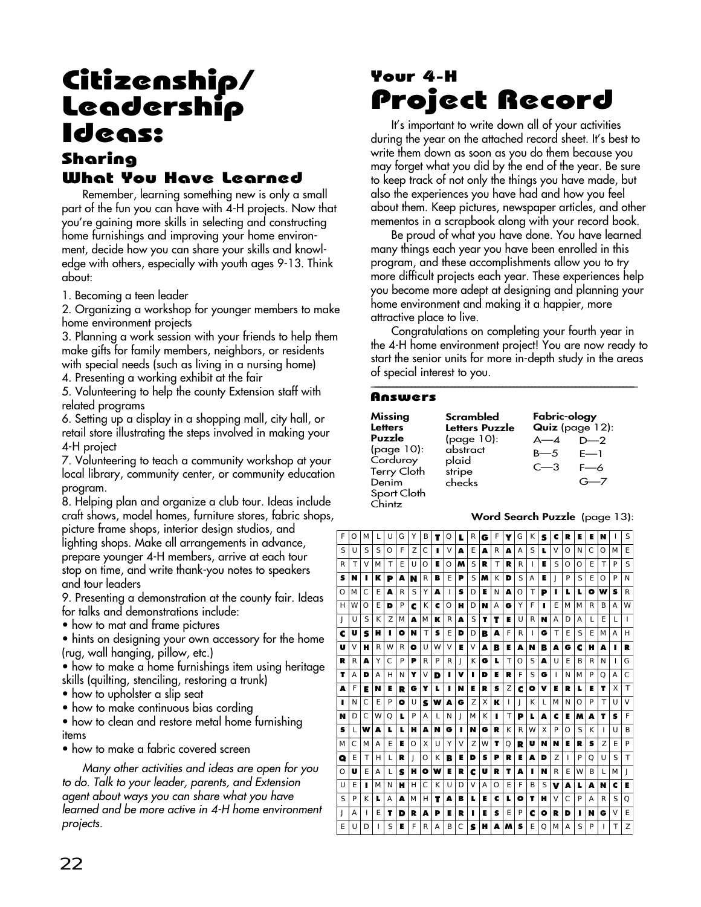# Citizenship/ Leadership Ideas:

## Sharing What You Have Learned

Remember, learning something new is only a small part of the fun you can have with 4-H projects. Now that you're gaining more skills in selecting and constructing home furnishings and improving your home environment, decide how you can share your skills and knowledge with others, especially with youth ages 9-13. Think about:

1. Becoming a teen leader
2. Organizing a workshop for younger members to make home environment projects
3. Planning a work session with your friends to help them make gifts for family members, neighbors, or residents with special needs (such as living in a nursing home)
4. Presenting a working exhibit at the fair
5. Volunteering to help the county Extension staff with related programs
6. Setting up a display in a shopping mall, city hall, or retail store illustrating the steps involved in making your 4-H project
7. Volunteering to teach a community workshop at your local library, community center, or community education program.
8. Helping plan and organize a club tour. Ideas include craft shows, model homes, furniture stores, fabric shops, picture frame shops, interior design studios, and lighting shops. Make all arrangements in advance, prepare younger 4-H members, arrive at each tour stop on time, and write thank-you notes to speakers and tour leaders
9. Presenting a demonstration at the county fair. Ideas for talks and demonstrations include:

- how to mat and frame pictures
- hints on designing your own accessory for the home (rug, wall hanging, pillow, etc.)
- how to make a home furnishings item using heritage skills (quilting, stenciling, restoring a trunk)
- how to upholster a slip seat
- how to make continuous bias cording
- how to clean and restore metal home furnishing items
- how to make a fabric covered screen

*Many other activities and ideas are open for you to do. Talk to your leader, parents, and Extension agent about ways you can share what you have learned and be more active in 4-H home environment projects.*

## Your 4-H

# Project Record

It's important to write down all of your activities during the year on the attached record sheet. It's best to write them down as soon as you do them because you may forget what you did by the end of the year. Be sure to keep track of not only the things you have made, but also the experiences you have had and how you feel about them. Keep pictures, newspaper articles, and other mementos in a scrapbook along with your record book.

Be proud of what you have done. You have learned many things each year you have been enrolled in this program, and these accomplishments allow you to try more difficult projects each year. These experiences help you become more adept at designing and planning your home environment and making it a happier, more attractive place to live.

Congratulations on completing your fourth year in the 4-H home environment project! You are now ready to start the senior units for more in-depth study in the areas of special interest to you.

### Answers

**Missing Letters Puzzle** (page 10):
Corduroy
Terry Cloth
Denim
Sport Cloth
Chintz

**Scrambled Letters Puzzle** (page 10):
abstract
plaid
stripe
checks

**Fabric-ology Quiz** (page 12):
A—4
B—5
C—3
D—2
E—1
F—6
G—7

**Word Search Puzzle** (page 13):

| | | | | | | | | | | | | | | | | | | | | | | | | | |
|---|---|---|---|---|---|---|---|---|---|---|---|---|---|---|---|---|---|---|---|---|---|---|---|---|---|
| F | O | M | L | U | G | Y | B | **T** | Q | **L** | R | **G** | F | **Y** | G | K | **S** | **C** | **R** | **E** | **E** | **N** | I | S |
| S | U | S | S | O | F | Z | C | **I** | V | **A** | E | **A** | R | **A** | A | S | **L** | V | O | N | C | O | M | E |
| R | T | V | M | T | E | U | O | **E** | O | **M** | S | **R** | T | **R** | R | I | **E** | S | O | O | E | T | P | S |
| **S** | **N** | **I** | **K** | **P** | **A** | **N** | R | **B** | E | **P** | S | **M** | K | **D** | S | A | **E** | J | P | S | E | O | P | N |
| O | M | C | E | **A** | R | S | Y | **A** | I | **S** | D | **E** | N | **A** | O | T | **P** | **I** | **L** | **L** | **O** | **W** | **S** | R |
| H | W | O | E | **D** | P | **C** | K | **C** | O | **H** | D | **N** | A | **G** | Y | F | **I** | E | M | M | R | B | A | W |
| J | U | S | K | Z | M | **A** | M | **K** | R | **A** | S | **T** | **T** | **E** | U | R | **N** | A | D | A | L | E | L | I |
| **C** | **U** | **S** | **H** | **I** | **O** | **N** | T | **S** | E | **D** | D | **B** | **A** | F | R | I | **G** | T | E | S | E | M | A | H |
| **U** | V | **H** | R | W | R | **O** | U | W | V | **E** | V | **A** | **B** | **E** | **A** | **N** | **B** | **A** | **G** | **C** | **H** | **A** | **I** | **R** |
| **R** | R | **A** | Y | C | P | **P** | R | P | R | J | K | **G** | **L** | T | O | S | **A** | U | E | B | R | N | I | G |
| **T** | A | **D** | A | H | N | **Y** | V | **D** | **I** | **V** | **I** | **D** | **E** | **R** | F | S | **G** | I | N | M | P | Q | A | C |
| **A** | F | **E** | **N** | **E** | **R** | **G** | **Y** | **L** | **I** | **N** | **E** | **R** | **S** | Z | **C** | **O** | **V** | **E** | **R** | **L** | **E** | **T** | X | T |
| **I** | N | C | E | P | **O** | U | **S** | **W** | **A** | **G** | Z | X | **K** | I | J | K | L | M | N | O | P | T | U | V |
| **N** | D | C | W | Q | **L** | P | A | L | N | J | M | K | **I** | T | **P** | **L** | **A** | **C** | **E** | **M** | **A** | **T** | **S** | F |
| **S** | L | **W** | **A** | **L** | **L** | **H** | **A** | **N** | **G** | **I** | **N** | **G** | **R** | K | R | W | X | P | O | S | K | I | U | B |
| M | C | M | A | E | **E** | O | X | U | Y | V | Z | W | **T** | Q | **R** | **U** | **N** | **N** | **E** | **R** | **S** | Z | E | P |
| **Q** | E | T | H | L | **R** | J | O | K | **B** | **E** | **D** | **S** | **P** | **R** | **E** | **A** | **D** | Z | I | P | Q | U | S | T |
| O | **U** | E | A | L | **S** | **H** | **O** | **W** | **E** | **R** | **C** | **U** | **R** | **T** | **A** | **I** | **N** | R | E | W | B | L | M | J |
| U | E | **I** | M | N | **H** | H | C | K | U | D | V | A | O | E | F | B | S | **V** | **A** | **L** | **A** | **N** | **C** | **E** |
| S | P | K | **L** | A | **A** | M | H | **T** | **A** | **B** | **L** | **E** | **C** | **L** | **O** | **T** | **H** | V | C | P | A | R | S | Q |
| J | A | I | E | **T** | **D** | **R** | **A** | **P** | **E** | **R** | **I** | **E** | **S** | E | P | **C** | **O** | **R** | **D** | **I** | **N** | **G** | V | E |
| E | U | D | I | S | **E** | F | R | A | B | C | **S** | **H** | **A** | **M** | **S** | E | Q | M | A | S | P | I | T | Z |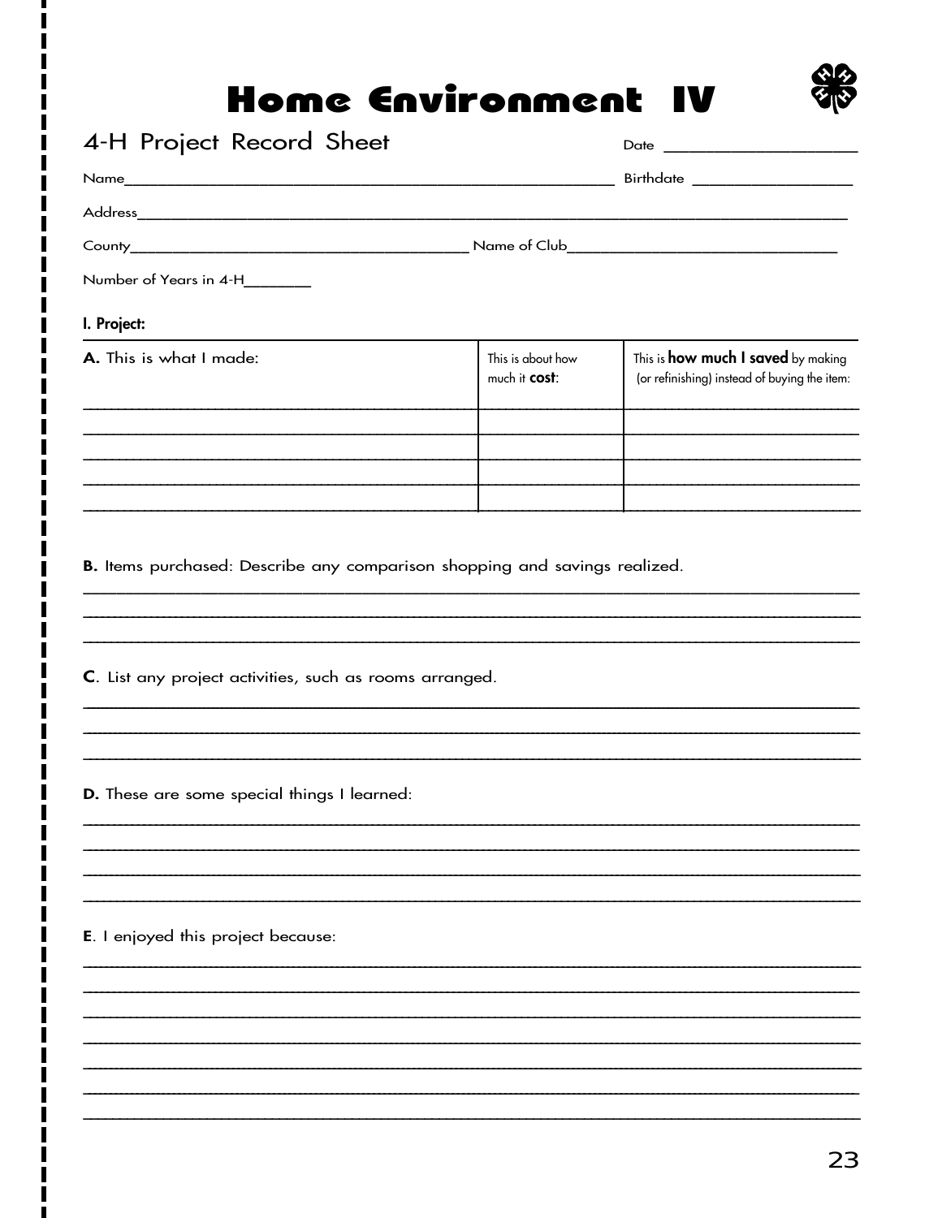# Home Environment IV

## 4-H Project Record Sheet

Date ____________________

Name ______________________________________________________ Birthdate __________________

Address ______________________________________________________________________________

County ______________________________________ Name of Club ______________________________

Number of Years in 4-H _______

### I. Project:

| **A.** This is what I made: | This is about how much it **cost**: | This is **how much I saved** by making (or refinishing) instead of buying the item: |
|---|---|---|
| | | |
| | | |
| | | |
| | | |
| | | |

**B.** Items purchased: Describe any comparison shopping and savings realized.

______________________________________________________________________________

______________________________________________________________________________

______________________________________________________________________________

**C**. List any project activities, such as rooms arranged.

______________________________________________________________________________

______________________________________________________________________________

______________________________________________________________________________

**D.** These are some special things I learned:

______________________________________________________________________________

______________________________________________________________________________

______________________________________________________________________________

______________________________________________________________________________

**E**. I enjoyed this project because:

______________________________________________________________________________

______________________________________________________________________________

______________________________________________________________________________

______________________________________________________________________________

______________________________________________________________________________

______________________________________________________________________________

______________________________________________________________________________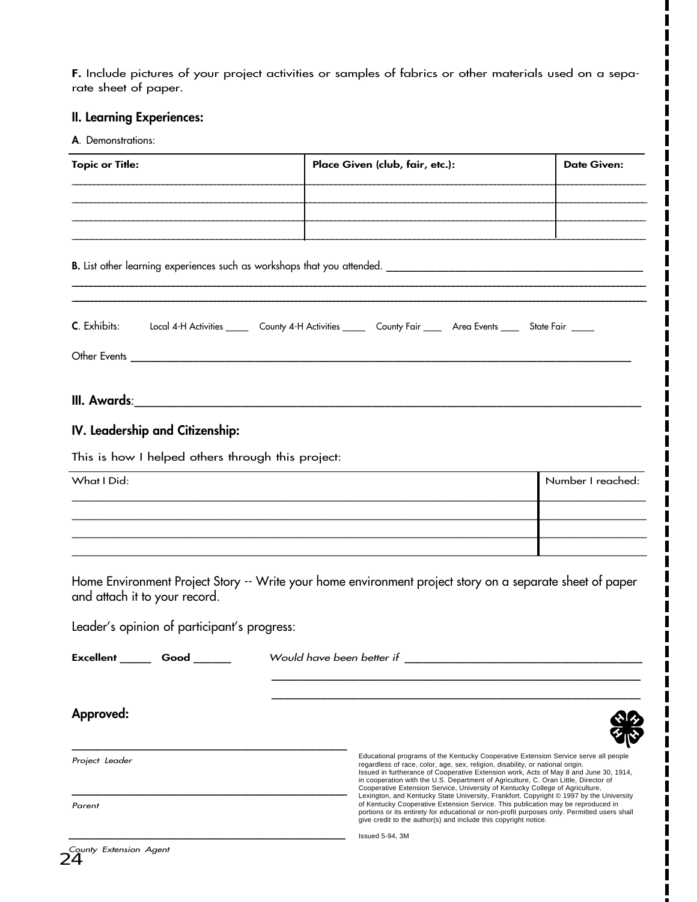**F.** Include pictures of your project activities or samples of fabrics or other materials used on a separate sheet of paper.

## II. Learning Experiences:

**A**. Demonstrations:

| Topic or Title: | Place Given (club, fair, etc.): | Date Given: |
|---|---|---|
| | | |
| | | |
| | | |
| | | |

**B.** List other learning experiences such as workshops that you attended. ______________________________

______________________________

______________________________

**C**. Exhibits: Local 4-H Activities _____ County 4-H Activities _____ County Fair ____ Area Events ____ State Fair _____

Other Events ______________________________

## III. Awards:______________________________

## IV. Leadership and Citizenship:

This is how I helped others through this project:

| What I Did: | Number I reached: |
|---|---|
| | |
| | |
| | |
| | |

Home Environment Project Story -- Write your home environment project story on a separate sheet of paper and attach it to your record.

Leader's opinion of participant's progress:

**Excellent** _____ **Good** ______ *Would have been better if* ______________________________

______________________________

______________________________

## Approved:

______________________________

*Project Leader*

______________________________

*Parent*

______________________________

*County Extension Agent*

Educational programs of the Kentucky Cooperative Extension Service serve all people regardless of race, color, age, sex, religion, disability, or national origin. Issued in furtherance of Cooperative Extension work, Acts of May 8 and June 30, 1914, in cooperation with the U.S. Department of Agriculture, C. Oran Little, Director of Cooperative Extension Service, University of Kentucky College of Agriculture, Lexington, and Kentucky State University, Frankfort. Copyright © 1997 by the University of Kentucky Cooperative Extension Service. This publication may be reproduced in portions or its entirety for educational or non-profit purposes only. Permitted users shall give credit to the author(s) and include this copyright notice.

Issued 5-94, 3M